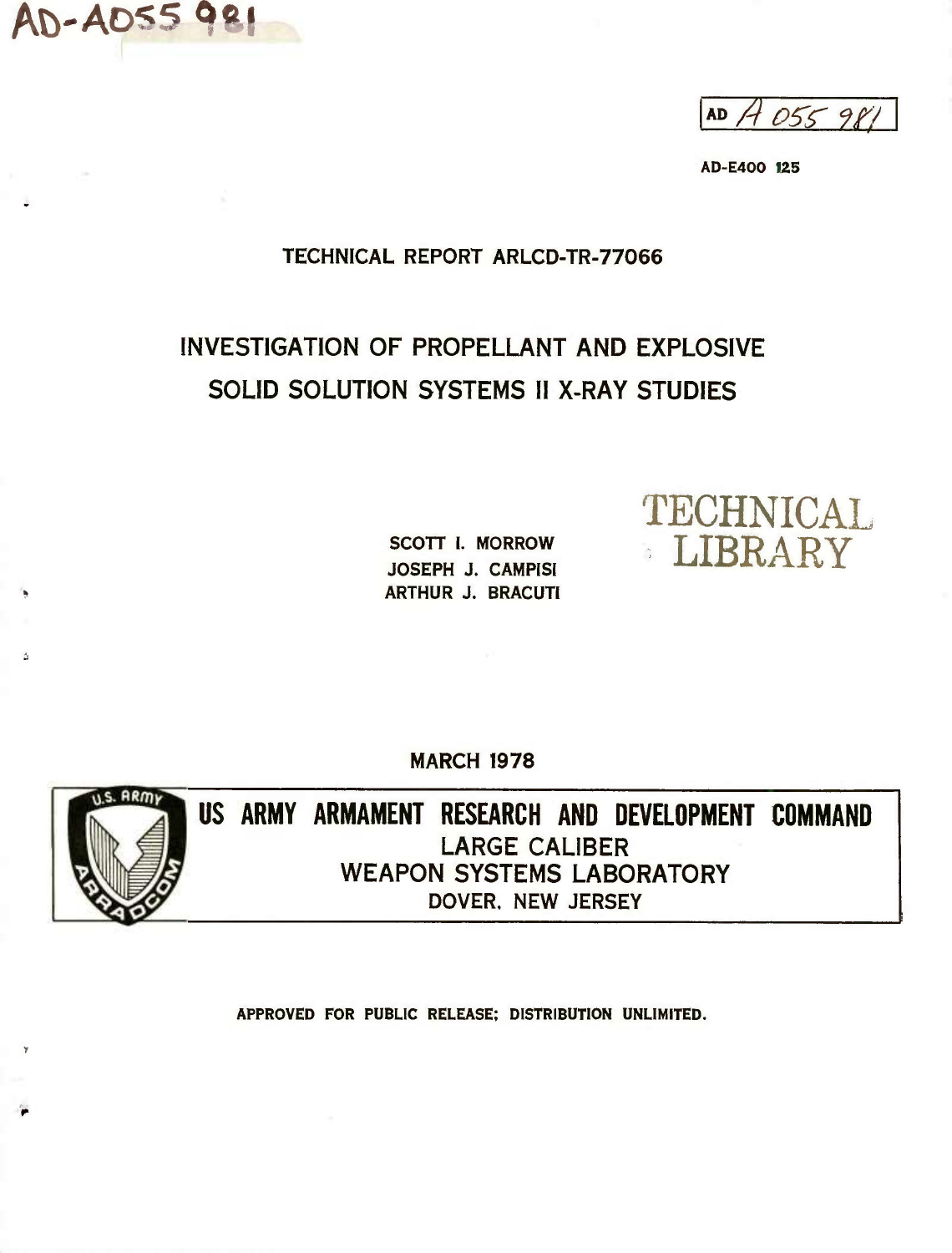AD-A055 981

AD A 055 981

AD-E400 125

TECHNICAL REPORT ARLCD-TR-77066

# INVESTIGATION OF PROPELLANT AND EXPLOSIVE SOLID SOLUTION SYSTEMS II X-RAY STUDIES

TECHNICAL LIBRARY

SCOTT I. MORROW
JOSEPH J. CAMPISI
ARTHUR J. BRACUTI

MARCH 1978

US ARMY ARMAMENT RESEARCH AND DEVELOPMENT COMMAND
LARGE CALIBER
WEAPON SYSTEMS LABORATORY
DOVER, NEW JERSEY

APPROVED FOR PUBLIC RELEASE; DISTRIBUTION UNLIMITED.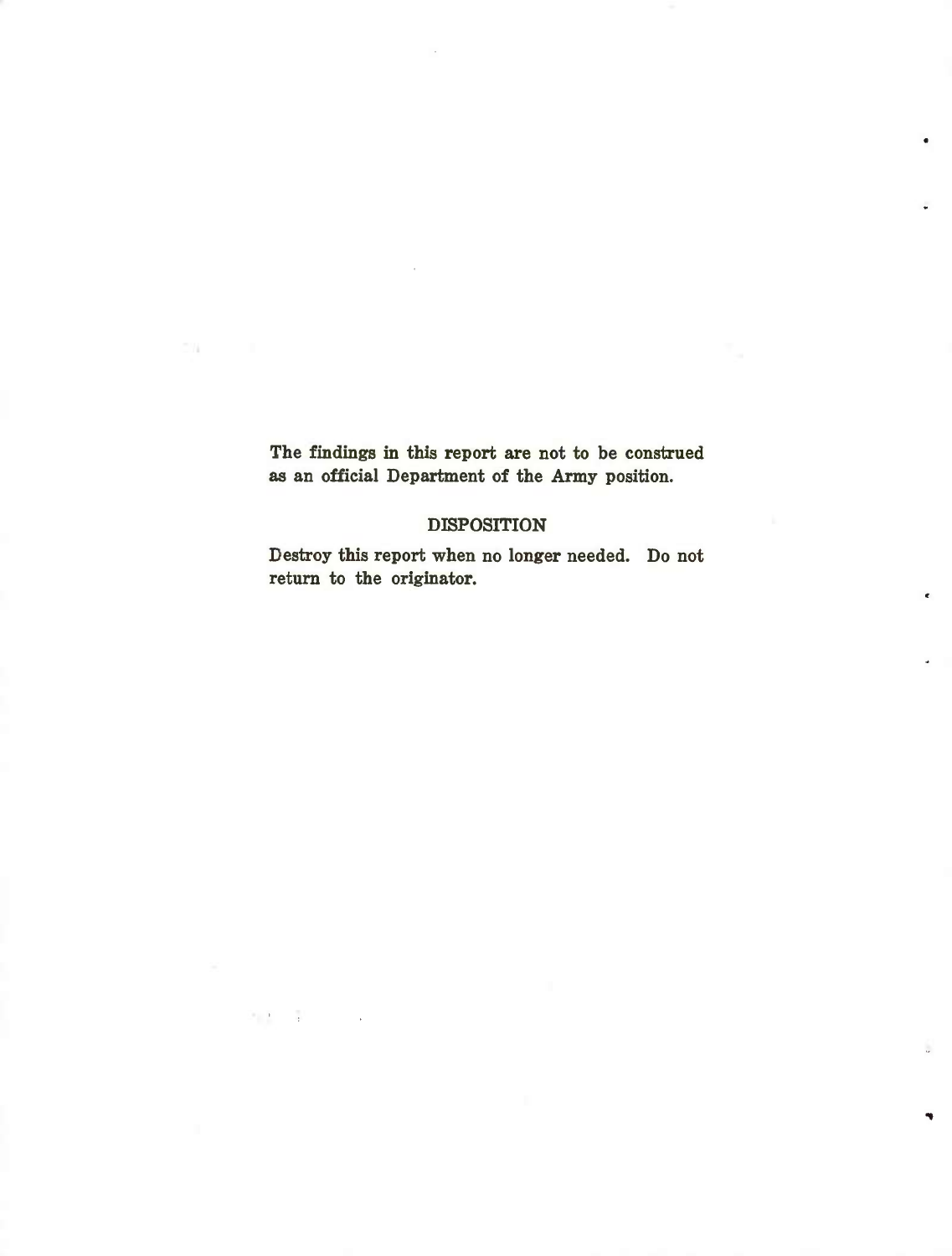The findings in this report are not to be construed as an official Department of the Army position.

## DISPOSITION

Destroy this report when no longer needed. Do not return to the originator.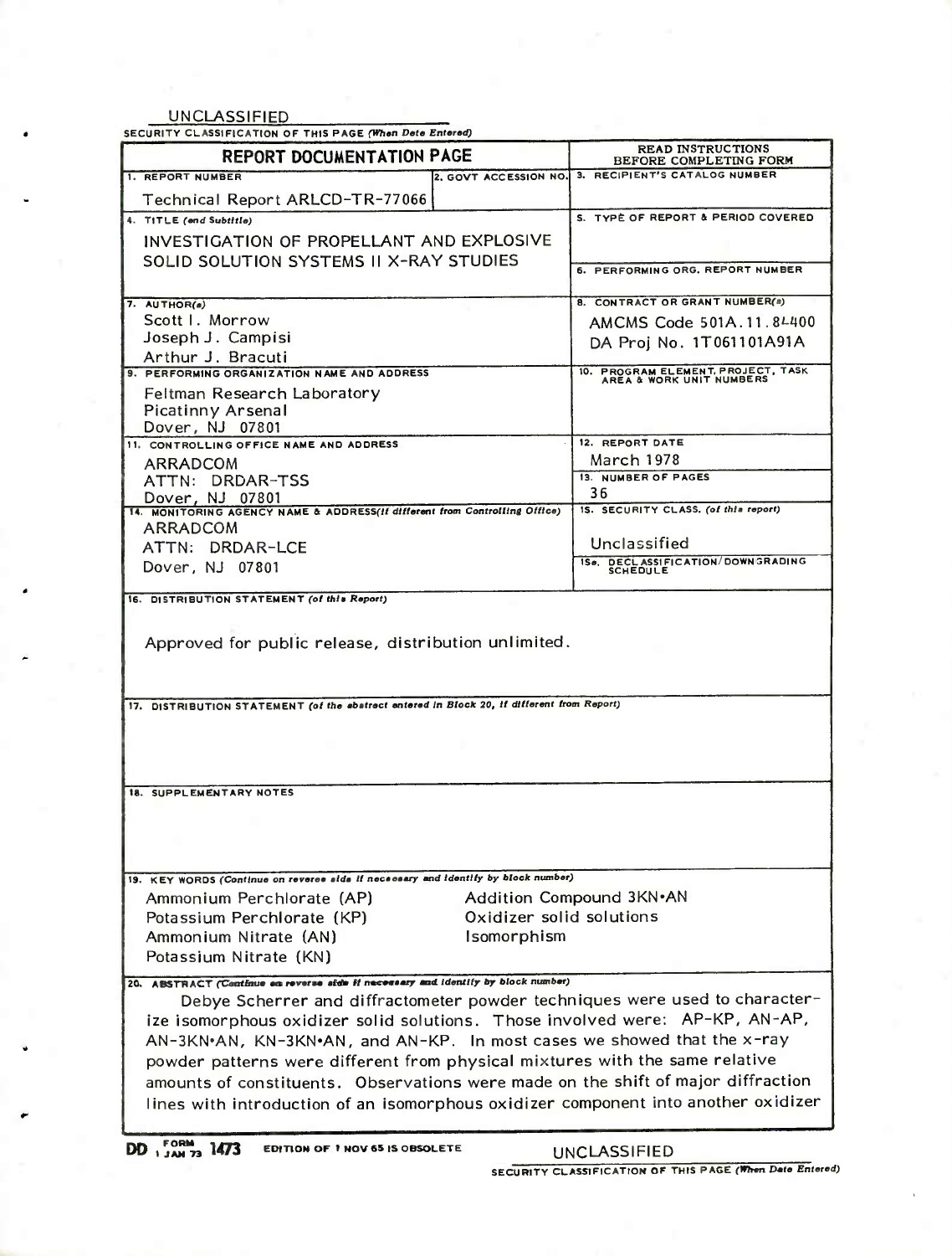UNCLASSIFIED

SECURITY CLASSIFICATION OF THIS PAGE (When Data Entered)

| REPORT DOCUMENTATION PAGE | | READ INSTRUCTIONS BEFORE COMPLETING FORM |
|---|---|---|
| 1. REPORT NUMBER<br>Technical Report ARLCD-TR-77066 | 2. GOVT ACCESSION NO. | 3. RECIPIENT'S CATALOG NUMBER |
| 4. TITLE (and Subtitle)<br>INVESTIGATION OF PROPELLANT AND EXPLOSIVE SOLID SOLUTION SYSTEMS II X-RAY STUDIES | | 5. TYPE OF REPORT & PERIOD COVERED |
| | | 6. PERFORMING ORG. REPORT NUMBER |
| 7. AUTHOR(s)<br>Scott I. Morrow<br>Joseph J. Campisi<br>Arthur J. Bracuti | | 8. CONTRACT OR GRANT NUMBER(s)<br>AMCMS Code 501A.11.84400<br>DA Proj No. 1T061101A91A |
| 9. PERFORMING ORGANIZATION NAME AND ADDRESS<br>Feltman Research Laboratory<br>Picatinny Arsenal<br>Dover, NJ 07801 | | 10. PROGRAM ELEMENT, PROJECT, TASK AREA & WORK UNIT NUMBERS |
| 11. CONTROLLING OFFICE NAME AND ADDRESS<br>ARRADCOM<br>ATTN: DRDAR-TSS<br>Dover, NJ 07801 | | 12. REPORT DATE<br>March 1978 |
| | | 13. NUMBER OF PAGES<br>36 |
| 14. MONITORING AGENCY NAME & ADDRESS(if different from Controlling Office)<br>ARRADCOM<br>ATTN: DRDAR-LCE<br>Dover, NJ 07801 | | 15. SECURITY CLASS. (of this report)<br>Unclassified |
| | | 15a. DECLASSIFICATION/DOWNGRADING SCHEDULE |

16. DISTRIBUTION STATEMENT (of this Report)

Approved for public release, distribution unlimited.

17. DISTRIBUTION STATEMENT (of the abstract entered in Block 20, if different from Report)

18. SUPPLEMENTARY NOTES

19. KEY WORDS (Continue on reverse side if necessary and identify by block number)

Ammonium Perchlorate (AP)
Potassium Perchlorate (KP)
Ammonium Nitrate (AN)
Potassium Nitrate (KN)
Addition Compound 3KN•AN
Oxidizer solid solutions
Isomorphism

20. ABSTRACT (Continue on reverse side if necessary and identify by block number)

Debye Scherrer and diffractometer powder techniques were used to characterize isomorphous oxidizer solid solutions. Those involved were: AP-KP, AN-AP, AN-3KN•AN, KN-3KN•AN, and AN-KP. In most cases we showed that the x-ray powder patterns were different from physical mixtures with the same relative amounts of constituents. Observations were made on the shift of major diffraction lines with introduction of an isomorphous oxidizer component into another oxidizer

DD FORM 1473 1 JAN 73 EDITION OF 1 NOV 65 IS OBSOLETE

UNCLASSIFIED

SECURITY CLASSIFICATION OF THIS PAGE (When Data Entered)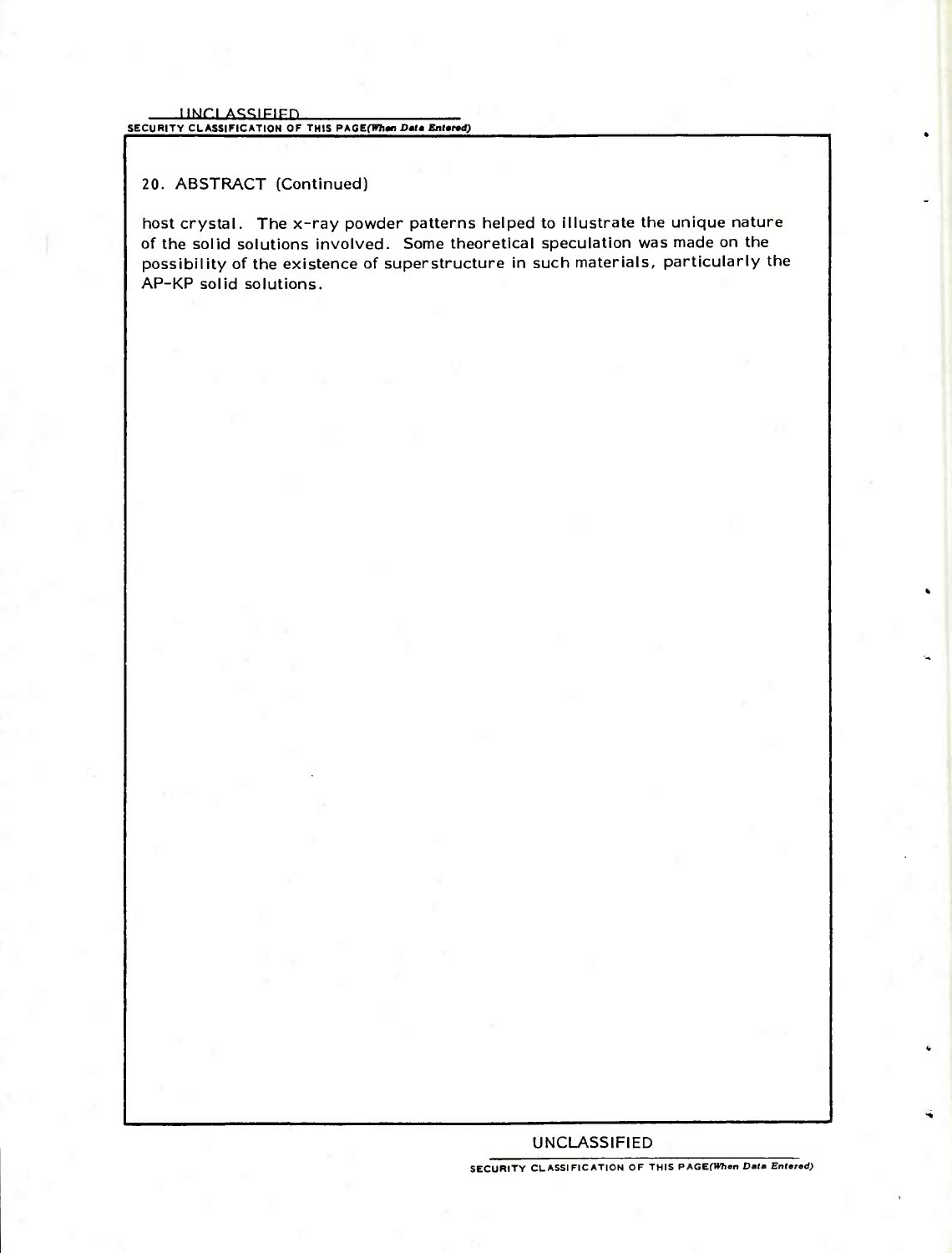## 20. ABSTRACT (Continued)

host crystal. The x-ray powder patterns helped to illustrate the unique nature of the solid solutions involved. Some theoretical speculation was made on the possibility of the existence of superstructure in such materials, particularly the AP-KP solid solutions.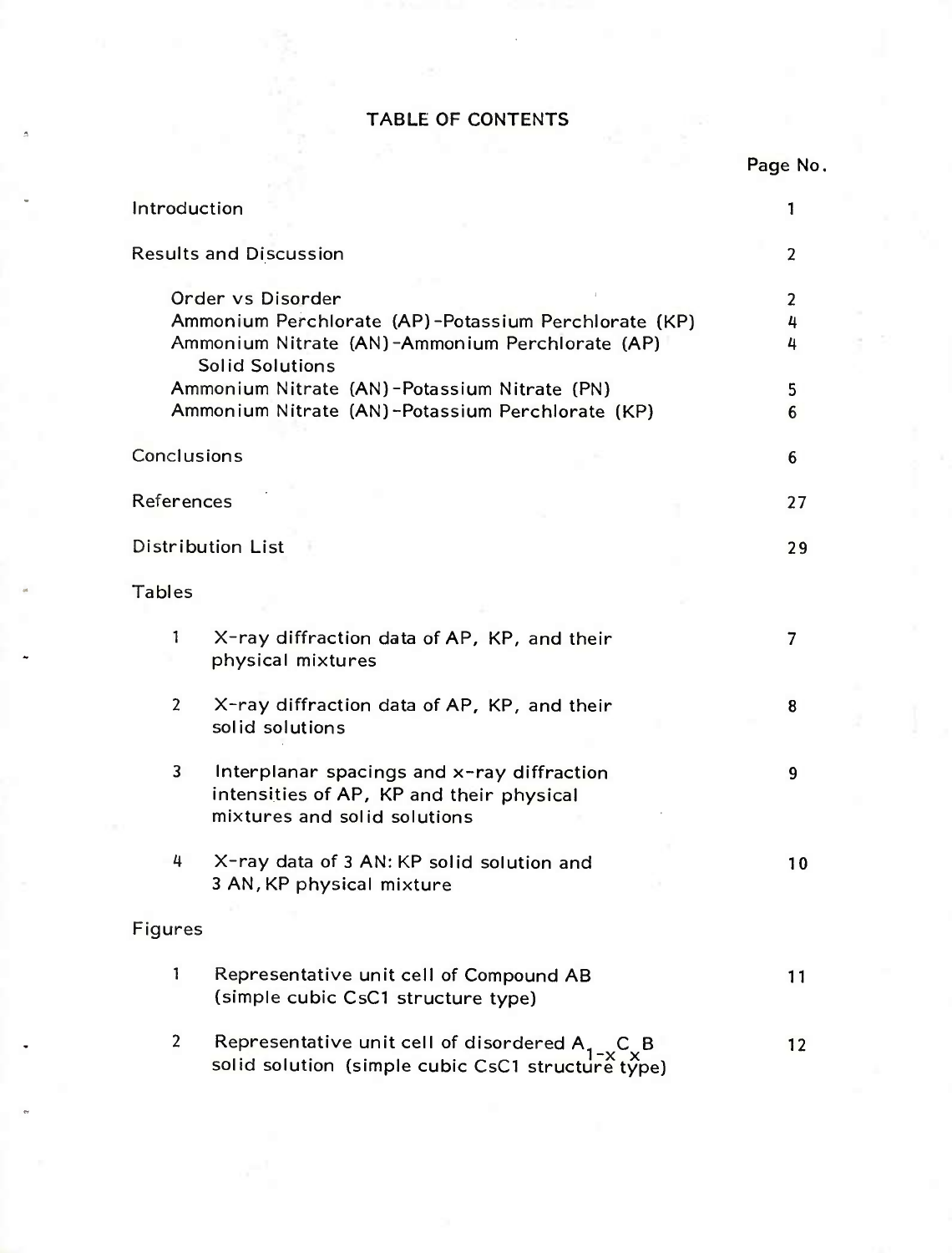# TABLE OF CONTENTS

| | Page No. |
|---|---|
| Introduction | 1 |
| Results and Discussion | 2 |
| Order vs Disorder | 2 |
| Ammonium Perchlorate (AP)-Potassium Perchlorate (KP) | 4 |
| Ammonium Nitrate (AN)-Ammonium Perchlorate (AP) Solid Solutions | 4 |
| Ammonium Nitrate (AN)-Potassium Nitrate (PN) | 5 |
| Ammonium Nitrate (AN)-Potassium Perchlorate (KP) | 6 |
| Conclusions | 6 |
| References | 27 |
| Distribution List | 29 |

**Tables**

| | | |
|---|---|---|
| 1 | X-ray diffraction data of AP, KP, and their physical mixtures | 7 |
| 2 | X-ray diffraction data of AP, KP, and their solid solutions | 8 |
| 3 | Interplanar spacings and x-ray diffraction intensities of AP, KP and their physical mixtures and solid solutions | 9 |
| 4 | X-ray data of 3 AN: KP solid solution and 3 AN, KP physical mixture | 10 |

**Figures**

| | | |
|---|---|---|
| 1 | Representative unit cell of Compound AB (simple cubic CsCl structure type) | 11 |
| 2 | Representative unit cell of disordered $A_{1-x}C_xB$ solid solution (simple cubic CsCl structure type) | 12 |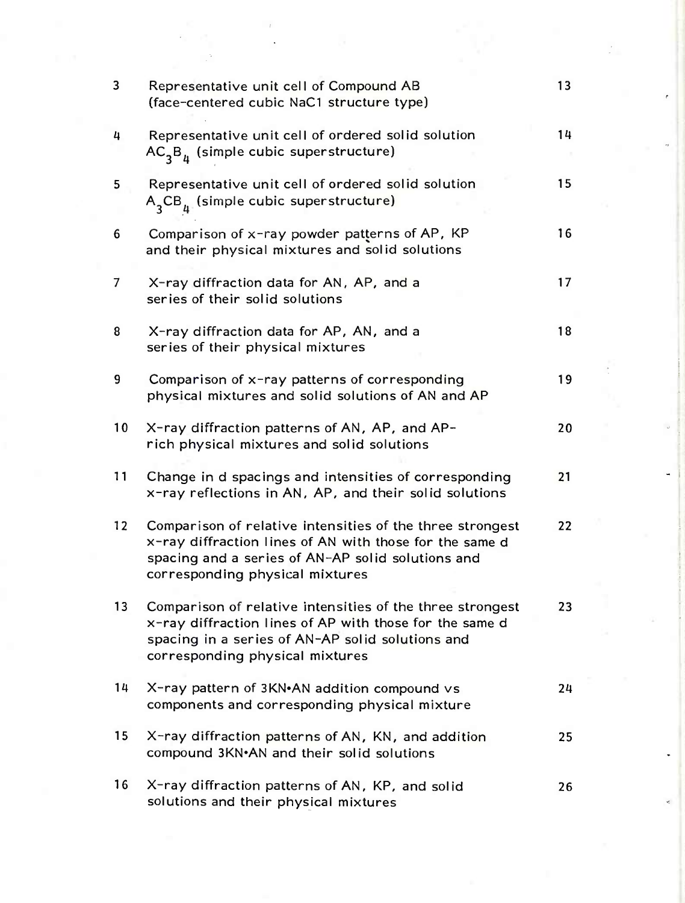| | | |
|---|---|---|
| 3 | Representative unit cell of Compound AB (face-centered cubic NaCl structure type) | 13 |
| 4 | Representative unit cell of ordered solid solution $AC_3B_4$ (simple cubic superstructure) | 14 |
| 5 | Representative unit cell of ordered solid solution $A_3CB_4$ (simple cubic superstructure) | 15 |
| 6 | Comparison of x-ray powder patterns of AP, KP and their physical mixtures and solid solutions | 16 |
| 7 | X-ray diffraction data for AN, AP, and a series of their solid solutions | 17 |
| 8 | X-ray diffraction data for AP, AN, and a series of their physical mixtures | 18 |
| 9 | Comparison of x-ray patterns of corresponding physical mixtures and solid solutions of AN and AP | 19 |
| 10 | X-ray diffraction patterns of AN, AP, and AP-rich physical mixtures and solid solutions | 20 |
| 11 | Change in d spacings and intensities of corresponding x-ray reflections in AN, AP, and their solid solutions | 21 |
| 12 | Comparison of relative intensities of the three strongest x-ray diffraction lines of AN with those for the same d spacing and a series of AN-AP solid solutions and corresponding physical mixtures | 22 |
| 13 | Comparison of relative intensities of the three strongest x-ray diffraction lines of AP with those for the same d spacing in a series of AN-AP solid solutions and corresponding physical mixtures | 23 |
| 14 | X-ray pattern of 3KN•AN addition compound vs components and corresponding physical mixture | 24 |
| 15 | X-ray diffraction patterns of AN, KN, and addition compound 3KN•AN and their solid solutions | 25 |
| 16 | X-ray diffraction patterns of AN, KP, and solid solutions and their physical mixtures | 26 |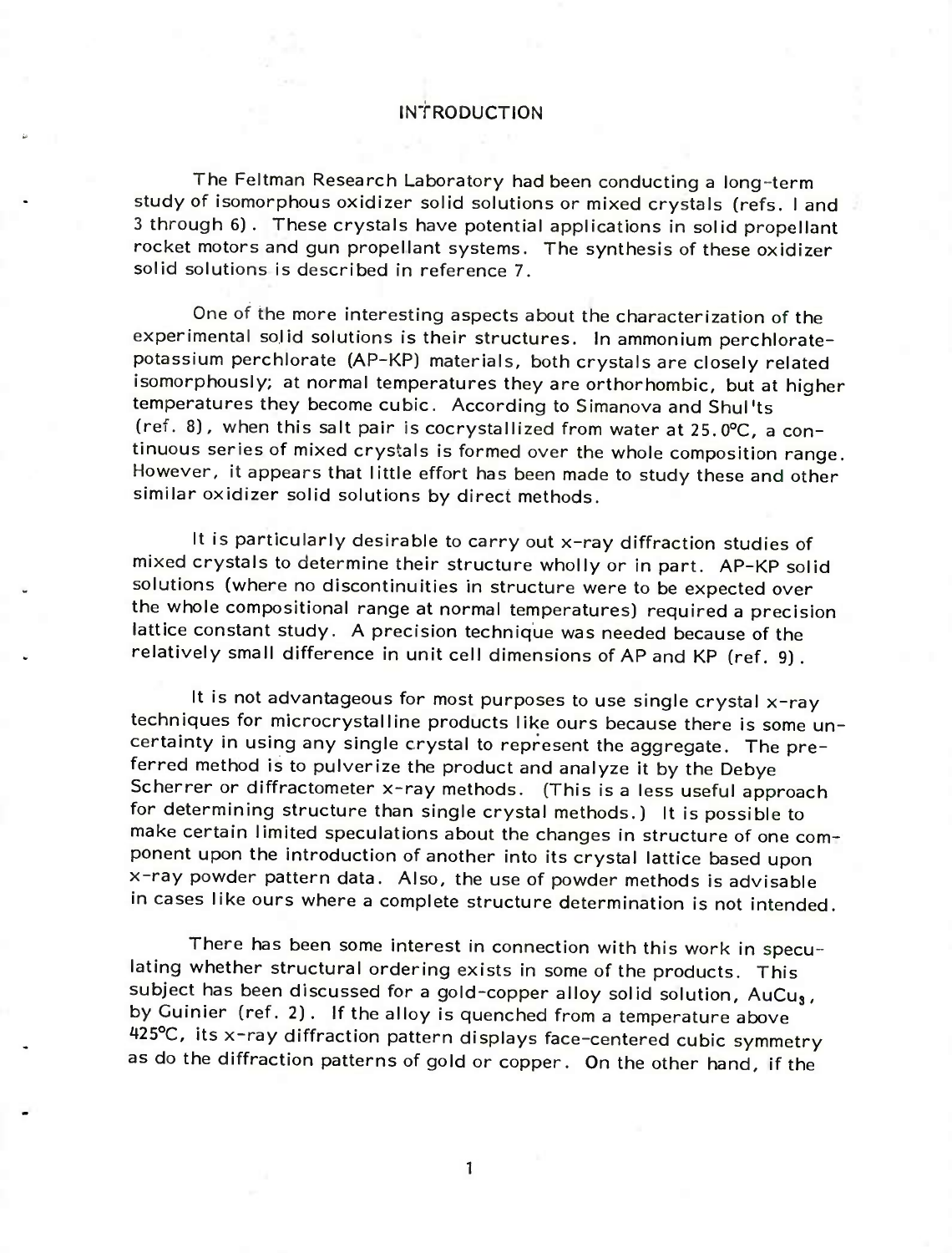# INTRODUCTION

The Feltman Research Laboratory had been conducting a long-term study of isomorphous oxidizer solid solutions or mixed crystals (refs. 1 and 3 through 6). These crystals have potential applications in solid propellant rocket motors and gun propellant systems. The synthesis of these oxidizer solid solutions is described in reference 7.

One of the more interesting aspects about the characterization of the experimental solid solutions is their structures. In ammonium perchlorate-potassium perchlorate (AP-KP) materials, both crystals are closely related isomorphously; at normal temperatures they are orthorhombic, but at higher temperatures they become cubic. According to Simanova and Shul'ts (ref. 8), when this salt pair is cocrystallized from water at 25.0°C, a continuous series of mixed crystals is formed over the whole composition range. However, it appears that little effort has been made to study these and other similar oxidizer solid solutions by direct methods.

It is particularly desirable to carry out x-ray diffraction studies of mixed crystals to determine their structure wholly or in part. AP-KP solid solutions (where no discontinuities in structure were to be expected over the whole compositional range at normal temperatures) required a precision lattice constant study. A precision technique was needed because of the relatively small difference in unit cell dimensions of AP and KP (ref. 9).

It is not advantageous for most purposes to use single crystal x-ray techniques for microcrystalline products like ours because there is some uncertainty in using any single crystal to represent the aggregate. The preferred method is to pulverize the product and analyze it by the Debye Scherrer or diffractometer x-ray methods. (This is a less useful approach for determining structure than single crystal methods.) It is possible to make certain limited speculations about the changes in structure of one component upon the introduction of another into its crystal lattice based upon x-ray powder pattern data. Also, the use of powder methods is advisable in cases like ours where a complete structure determination is not intended.

There has been some interest in connection with this work in speculating whether structural ordering exists in some of the products. This subject has been discussed for a gold-copper alloy solid solution, $AuCu_3$, by Guinier (ref. 2). If the alloy is quenched from a temperature above 425°C, its x-ray diffraction pattern displays face-centered cubic symmetry as do the diffraction patterns of gold or copper. On the other hand, if the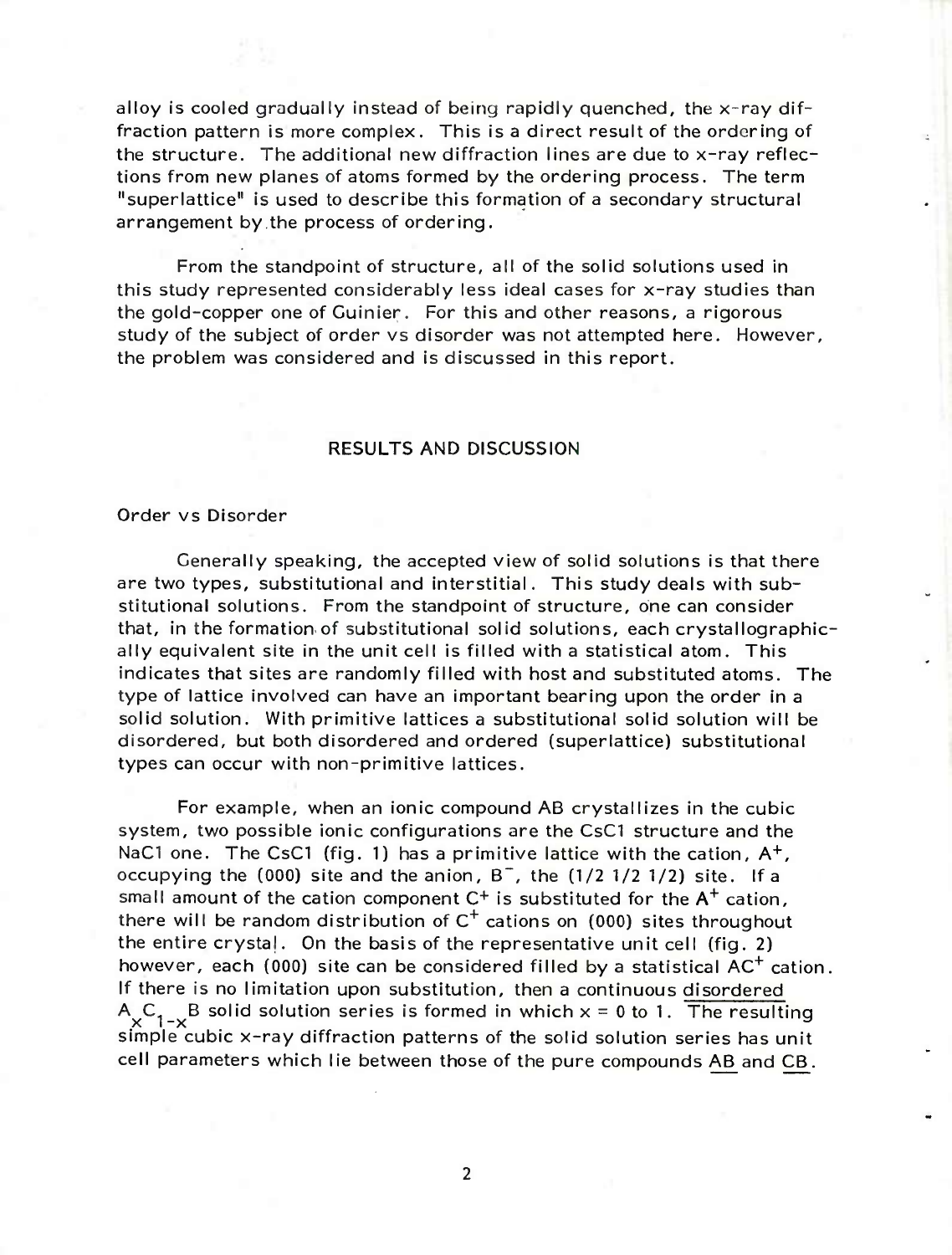alloy is cooled gradually instead of being rapidly quenched, the x-ray diffraction pattern is more complex. This is a direct result of the ordering of the structure. The additional new diffraction lines are due to x-ray reflections from new planes of atoms formed by the ordering process. The term "superlattice" is used to describe this formation of a secondary structural arrangement by the process of ordering.

From the standpoint of structure, all of the solid solutions used in this study represented considerably less ideal cases for x-ray studies than the gold-copper one of Guinier. For this and other reasons, a rigorous study of the subject of order vs disorder was not attempted here. However, the problem was considered and is discussed in this report.

## RESULTS AND DISCUSSION

### Order vs Disorder

Generally speaking, the accepted view of solid solutions is that there are two types, substitutional and interstitial. This study deals with substitutional solutions. From the standpoint of structure, one can consider that, in the formation of substitutional solid solutions, each crystallographically equivalent site in the unit cell is filled with a statistical atom. This indicates that sites are randomly filled with host and substituted atoms. The type of lattice involved can have an important bearing upon the order in a solid solution. With primitive lattices a substitutional solid solution will be disordered, but both disordered and ordered (superlattice) substitutional types can occur with non-primitive lattices.

For example, when an ionic compound AB crystallizes in the cubic system, two possible ionic configurations are the CsC1 structure and the NaC1 one. The CsC1 (fig. 1) has a primitive lattice with the cation, $A^+$, occupying the (000) site and the anion, $B^-$, the (1/2 1/2 1/2) site. If a small amount of the cation component $C^+$ is substituted for the $A^+$ cation, there will be random distribution of $C^+$ cations on (000) sites throughout the entire crystal. On the basis of the representative unit cell (fig. 2) however, each (000) site can be considered filled by a statistical $AC^+$ cation. If there is no limitation upon substitution, then a continuous <u>disordered</u> $A_xC_{1-x}B$ solid solution series is formed in which x = 0 to 1. The resulting simple cubic x-ray diffraction patterns of the solid solution series has unit cell parameters which lie between those of the pure compounds <u>AB</u> and <u>CB</u>.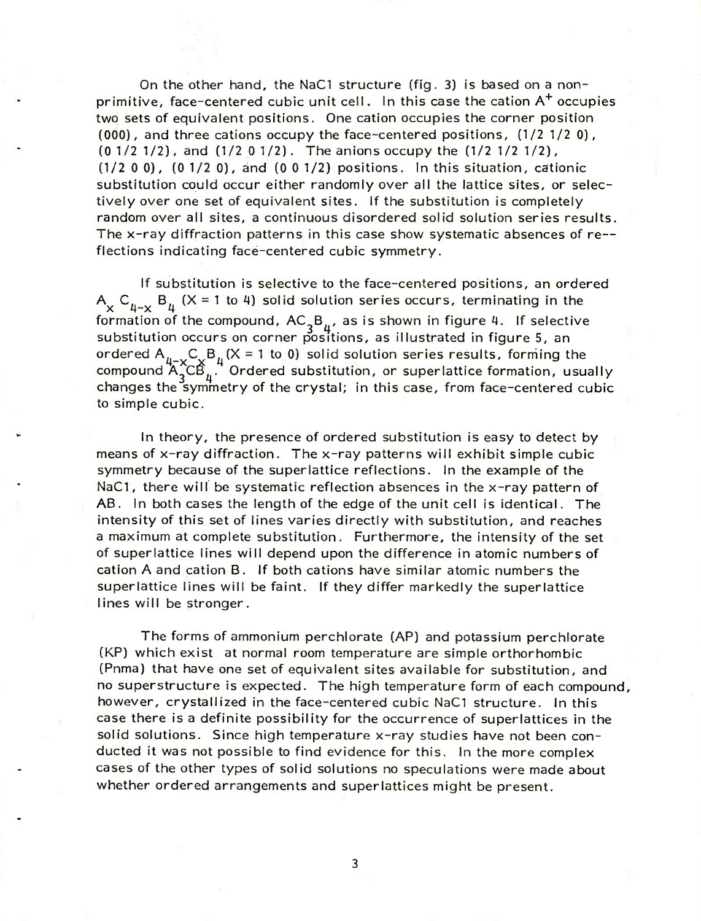On the other hand, the NaC1 structure (fig. 3) is based on a non-primitive, face-centered cubic unit cell. In this case the cation $A^+$ occupies two sets of equivalent positions. One cation occupies the corner position (000), and three cations occupy the face-centered positions, (1/2 1/2 0), (0 1/2 1/2), and (1/2 0 1/2). The anions occupy the (1/2 1/2 1/2), (1/2 0 0), (0 1/2 0), and (0 0 1/2) positions. In this situation, cationic substitution could occur either randomly over all the lattice sites, or selectively over one set of equivalent sites. If the substitution is completely random over all sites, a continuous disordered solid solution series results. The x-ray diffraction patterns in this case show systematic absences of re-- flections indicating face-centered cubic symmetry.

If substitution is selective to the face-centered positions, an ordered $A_x C_{4-x} B_4$ (X = 1 to 4) solid solution series occurs, terminating in the formation of the compound, $AC_3B_4$, as is shown in figure 4. If selective substitution occurs on corner positions, as illustrated in figure 5, an ordered $A_{4-x}C_xB_4$ (X = 1 to 0) solid solution series results, forming the compound $A_3CB_4$. Ordered substitution, or superlattice formation, usually changes the symmetry of the crystal; in this case, from face-centered cubic to simple cubic.

In theory, the presence of ordered substitution is easy to detect by means of x-ray diffraction. The x-ray patterns will exhibit simple cubic symmetry because of the superlattice reflections. In the example of the NaC1, there will be systematic reflection absences in the x-ray pattern of AB. In both cases the length of the edge of the unit cell is identical. The intensity of this set of lines varies directly with substitution, and reaches a maximum at complete substitution. Furthermore, the intensity of the set of superlattice lines will depend upon the difference in atomic numbers of cation A and cation B. If both cations have similar atomic numbers the superlattice lines will be faint. If they differ markedly the superlattice lines will be stronger.

The forms of ammonium perchlorate (AP) and potassium perchlorate (KP) which exist at normal room temperature are simple orthorhombic (Pnma) that have one set of equivalent sites available for substitution, and no superstructure is expected. The high temperature form of each compound, however, crystallized in the face-centered cubic NaC1 structure. In this case there is a definite possibility for the occurrence of superlattices in the solid solutions. Since high temperature x-ray studies have not been conducted it was not possible to find evidence for this. In the more complex cases of the other types of solid solutions no speculations were made about whether ordered arrangements and superlattices might be present.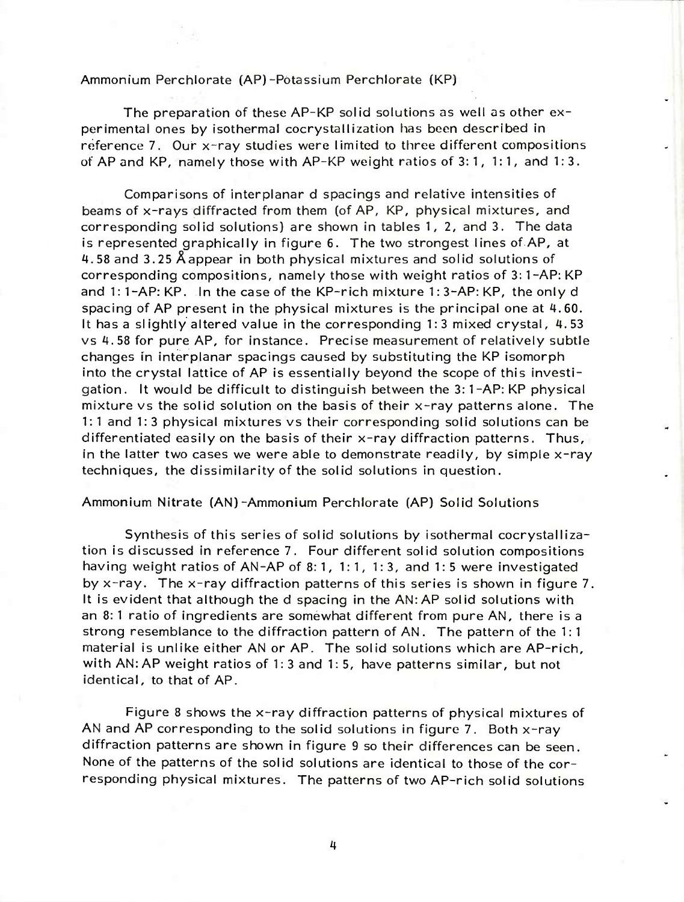### Ammonium Perchlorate (AP)-Potassium Perchlorate (KP)

The preparation of these AP-KP solid solutions as well as other experimental ones by isothermal cocrystallization has been described in reference 7. Our x-ray studies were limited to three different compositions of AP and KP, namely those with AP-KP weight ratios of 3:1, 1:1, and 1:3.

Comparisons of interplanar d spacings and relative intensities of beams of x-rays diffracted from them (of AP, KP, physical mixtures, and corresponding solid solutions) are shown in tables 1, 2, and 3. The data is represented graphically in figure 6. The two strongest lines of AP, at 4.58 and 3.25 Å appear in both physical mixtures and solid solutions of corresponding compositions, namely those with weight ratios of 3:1-AP:KP and 1:1-AP:KP. In the case of the KP-rich mixture 1:3-AP:KP, the only d spacing of AP present in the physical mixtures is the principal one at 4.60. It has a slightly altered value in the corresponding 1:3 mixed crystal, 4.53 vs 4.58 for pure AP, for instance. Precise measurement of relatively subtle changes in interplanar spacings caused by substituting the KP isomorph into the crystal lattice of AP is essentially beyond the scope of this investigation. It would be difficult to distinguish between the 3:1-AP:KP physical mixture vs the solid solution on the basis of their x-ray patterns alone. The 1:1 and 1:3 physical mixtures vs their corresponding solid solutions can be differentiated easily on the basis of their x-ray diffraction patterns. Thus, in the latter two cases we were able to demonstrate readily, by simple x-ray techniques, the dissimilarity of the solid solutions in question.

### Ammonium Nitrate (AN)-Ammonium Perchlorate (AP) Solid Solutions

Synthesis of this series of solid solutions by isothermal cocrystallization is discussed in reference 7. Four different solid solution compositions having weight ratios of AN-AP of 8:1, 1:1, 1:3, and 1:5 were investigated by x-ray. The x-ray diffraction patterns of this series is shown in figure 7. It is evident that although the d spacing in the AN:AP solid solutions with an 8:1 ratio of ingredients are somewhat different from pure AN, there is a strong resemblance to the diffraction pattern of AN. The pattern of the 1:1 material is unlike either AN or AP. The solid solutions which are AP-rich, with AN:AP weight ratios of 1:3 and 1:5, have patterns similar, but not identical, to that of AP.

Figure 8 shows the x-ray diffraction patterns of physical mixtures of AN and AP corresponding to the solid solutions in figure 7. Both x-ray diffraction patterns are shown in figure 9 so their differences can be seen. None of the patterns of the solid solutions are identical to those of the corresponding physical mixtures. The patterns of two AP-rich solid solutions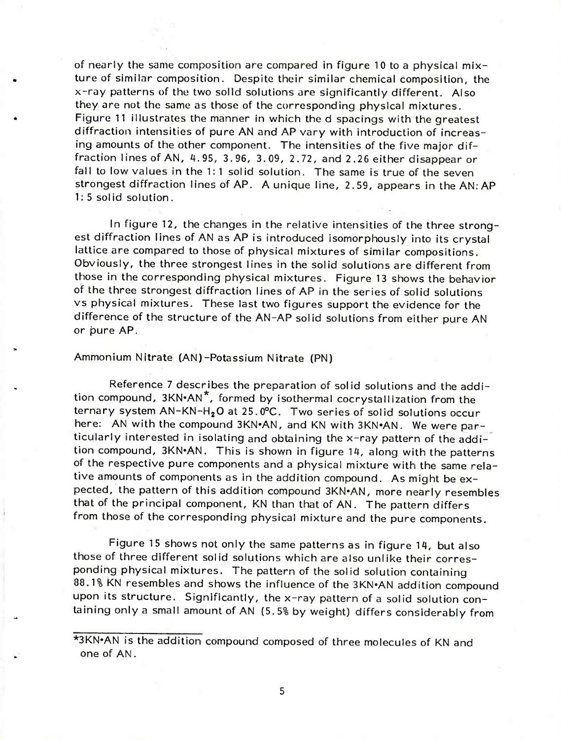of nearly the same composition are compared in figure 10 to a physical mixture of similar composition. Despite their similar chemical composition, the x-ray patterns of the two solid solutions are significantly different. Also they are not the same as those of the corresponding physical mixtures. Figure 11 illustrates the manner in which the d spacings with the greatest diffraction intensities of pure AN and AP vary with introduction of increasing amounts of the other component. The intensities of the five major diffraction lines of AN, 4.95, 3.96, 3.09, 2.72, and 2.26 either disappear or fall to low values in the 1:1 solid solution. The same is true of the seven strongest diffraction lines of AP. A unique line, 2.59, appears in the AN:AP 1:5 solid solution.

In figure 12, the changes in the relative intensities of the three strongest diffraction lines of AN as AP is introduced isomorphously into its crystal lattice are compared to those of physical mixtures of similar compositions. Obviously, the three strongest lines in the solid solutions are different from those in the corresponding physical mixtures. Figure 13 shows the behavior of the three strongest diffraction lines of AP in the series of solid solutions vs physical mixtures. These last two figures support the evidence for the difference of the structure of the AN-AP solid solutions from either pure AN or pure AP.

Ammonium Nitrate (AN)-Potassium Nitrate (PN)

Reference 7 describes the preparation of solid solutions and the addition compound, 3KN•AN*, formed by isothermal cocrystallization from the ternary system AN-KN-$H_2O$ at 25.0°C. Two series of solid solutions occur here: AN with the compound 3KN•AN, and KN with 3KN•AN. We were particularly interested in isolating and obtaining the x-ray pattern of the addition compound, 3KN•AN. This is shown in figure 14, along with the patterns of the respective pure components and a physical mixture with the same relative amounts of components as in the addition compound. As might be expected, the pattern of this addition compound 3KN•AN, more nearly resembles that of the principal component, KN than that of AN. The pattern differs from those of the corresponding physical mixture and the pure components.

Figure 15 shows not only the same patterns as in figure 14, but also those of three different solid solutions which are also unlike their corresponding physical mixtures. The pattern of the solid solution containing 88.1% KN resembles and shows the influence of the 3KN•AN addition compound upon its structure. Significantly, the x-ray pattern of a solid solution containing only a small amount of AN (5.5% by weight) differs considerably from

*3KN•AN is the addition compound composed of three molecules of KN and one of AN.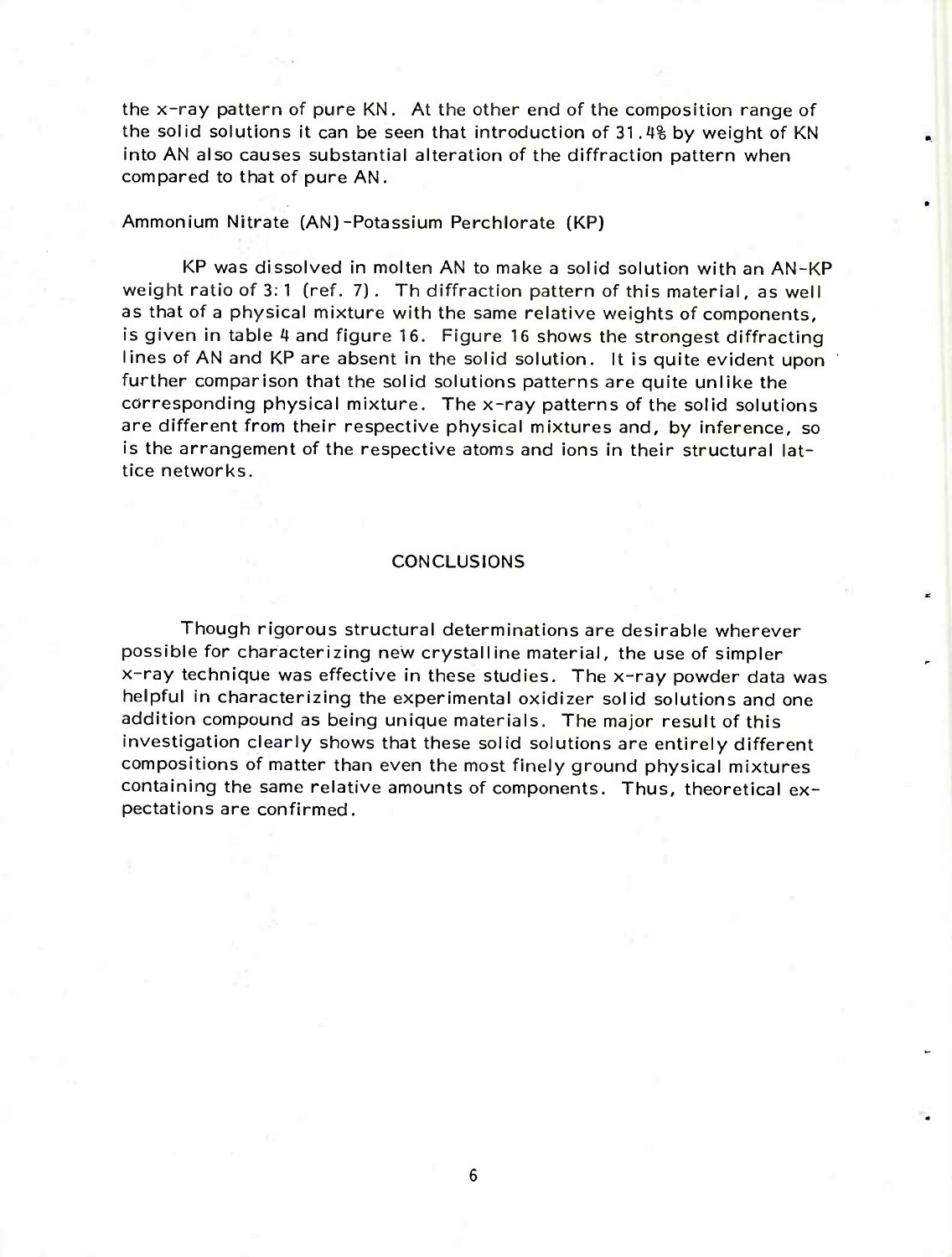the x-ray pattern of pure KN. At the other end of the composition range of the solid solutions it can be seen that introduction of 31.4% by weight of KN into AN also causes substantial alteration of the diffraction pattern when compared to that of pure AN.

### Ammonium Nitrate (AN)-Potassium Perchlorate (KP)

KP was dissolved in molten AN to make a solid solution with an AN-KP weight ratio of 3:1 (ref. 7). Th diffraction pattern of this material, as well as that of a physical mixture with the same relative weights of components, is given in table 4 and figure 16. Figure 16 shows the strongest diffracting lines of AN and KP are absent in the solid solution. It is quite evident upon further comparison that the solid solutions patterns are quite unlike the corresponding physical mixture. The x-ray patterns of the solid solutions are different from their respective physical mixtures and, by inference, so is the arrangement of the respective atoms and ions in their structural lattice networks.

## CONCLUSIONS

Though rigorous structural determinations are desirable wherever possible for characterizing new crystalline material, the use of simpler x-ray technique was effective in these studies. The x-ray powder data was helpful in characterizing the experimental oxidizer solid solutions and one addition compound as being unique materials. The major result of this investigation clearly shows that these solid solutions are entirely different compositions of matter than even the most finely ground physical mixtures containing the same relative amounts of components. Thus, theoretical expectations are confirmed.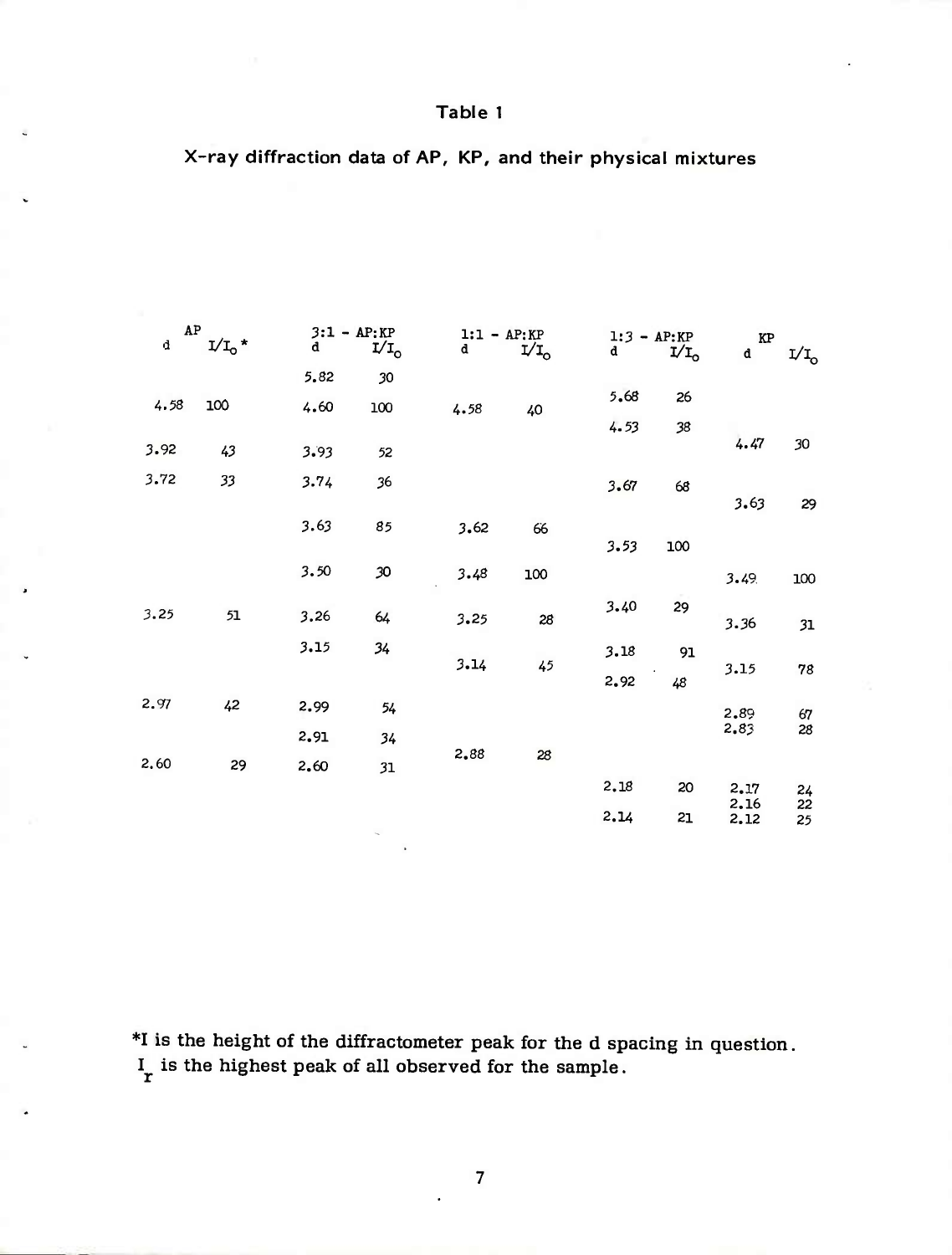## Table 1

### X-ray diffraction data of AP, KP, and their physical mixtures

| AP | | 3:1 - AP:KP | | 1:1 - AP:KP | | 1:3 - AP:KP | | KP | |
|---|---|---|---|---|---|---|---|---|---|
| d | $I/I_o$* | d | $I/I_o$ | d | $I/I_o$ | d | $I/I_o$ | d | $I/I_o$ |
| | | 5.82 | 30 | | | | | | |
| | | | | | | 5.68 | 26 | | |
| 4.58 | 100 | 4.60 | 100 | 4.58 | 40 | | | | |
| | | | | | | 4.53 | 38 | | |
| | | | | | | | | 4.47 | 30 |
| 3.92 | 43 | 3.93 | 52 | | | | | | |
| 3.72 | 33 | 3.74 | 36 | | | 3.67 | 68 | | |
| | | | | | | | | 3.63 | 29 |
| | | 3.63 | 85 | 3.62 | 66 | | | | |
| | | | | | | 3.53 | 100 | | |
| | | 3.50 | 30 | 3.48 | 100 | | | 3.49 | 100 |
| | | | | | | 3.40 | 29 | | |
| 3.25 | 51 | 3.26 | 64 | 3.25 | 28 | | | 3.36 | 31 |
| | | 3.15 | 34 | | | 3.18 | 91 | | |
| | | | | 3.14 | 45 | | | 3.15 | 78 |
| | | | | | | 2.92 | 48 | | |
| 2.97 | 42 | 2.99 | 54 | | | | | | |
| | | | | | | | | 2.89 | 67 |
| | | | | | | | | 2.83 | 28 |
| | | 2.91 | 34 | | | | | | |
| | | | | 2.88 | 28 | | | | |
| 2.60 | 29 | 2.60 | 31 | | | | | | |
| | | | | | | 2.18 | 20 | 2.17 | 24 |
| | | | | | | | | 2.16 | 22 |
| | | | | | | 2.14 | 21 | 2.12 | 25 |

*I is the height of the diffractometer peak for the d spacing in question. $I_r$ is the highest peak of all observed for the sample.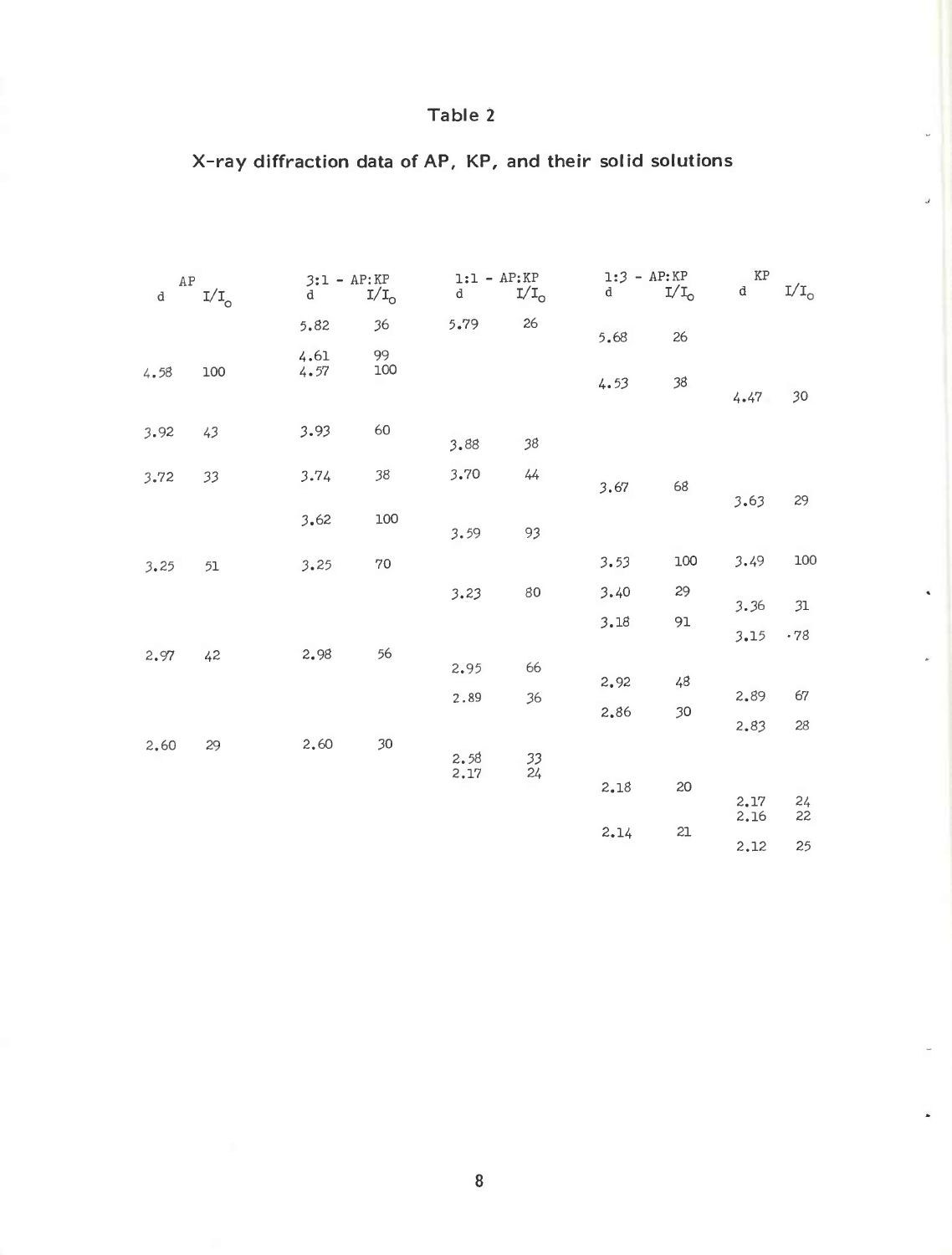# Table 2

## X-ray diffraction data of AP, KP, and their solid solutions

| AP | | 3:1 - AP:KP | | 1:1 - AP:KP | | 1:3 - AP:KP | | KP | |
|---|---|---|---|---|---|---|---|---|---|
| d | $I/I_o$ | d | $I/I_o$ | d | $I/I_o$ | d | $I/I_o$ | d | $I/I_o$ |
| | | 5.82 | 36 | 5.79 | 26 | | | | |
| | | | | | | 5.68 | 26 | | |
| | | 4.61 | 99 | | | | | | |
| 4.58 | 100 | 4.57 | 100 | | | | | | |
| | | | | | | 4.53 | 38 | | |
| | | | | | | | | 4.47 | 30 |
| 3.92 | 43 | 3.93 | 60 | | | | | | |
| | | | | 3.88 | 38 | | | | |
| 3.72 | 33 | 3.74 | 38 | 3.70 | 44 | | | | |
| | | | | | | 3.67 | 68 | | |
| | | | | | | | | 3.63 | 29 |
| | | 3.62 | 100 | | | | | | |
| | | | | 3.59 | 93 | | | | |
| 3.25 | 51 | 3.25 | 70 | | | 3.53 | 100 | 3.49 | 100 |
| | | | | 3.23 | 80 | 3.40 | 29 | | |
| | | | | | | | | 3.36 | 31 |
| | | | | | | 3.18 | 91 | | |
| | | | | | | | | 3.15 | 78 |
| 2.97 | 42 | 2.98 | 56 | | | | | | |
| | | | | 2.95 | 66 | | | | |
| | | | | | | 2.92 | 48 | | |
| | | | | 2.89 | 36 | | | 2.89 | 67 |
| | | | | | | 2.86 | 30 | | |
| | | | | | | | | 2.83 | 28 |
| 2.60 | 29 | 2.60 | 30 | | | | | | |
| | | | | 2.58 | 33 | | | | |
| | | | | 2.17 | 24 | | | | |
| | | | | | | 2.18 | 20 | | |
| | | | | | | | | 2.17 | 24 |
| | | | | | | | | 2.16 | 22 |
| | | | | | | 2.14 | 21 | | |
| | | | | | | | | 2.12 | 25 |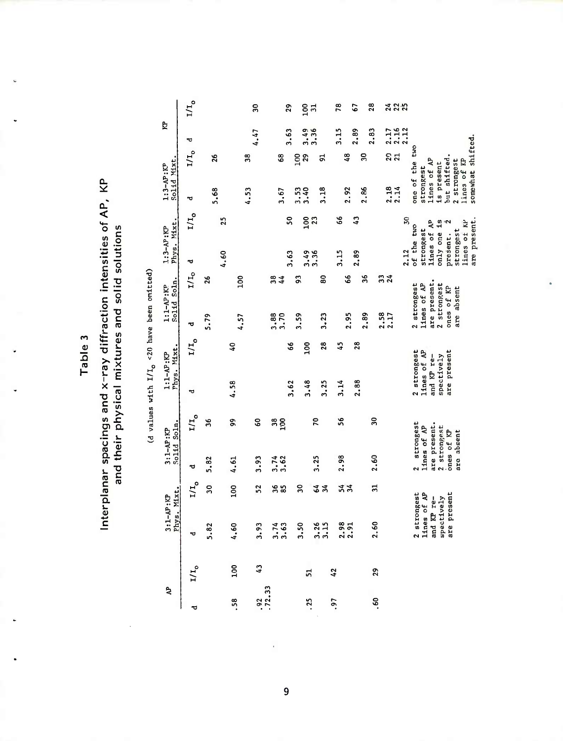# Table 3

## Interplanar spacings and x-ray diffraction intensities of AP, KP and their physical mixtures and solid solutions

(d values with $I/I_o$ <20 have been omitted)

| AP | | 3:1-AP:KP Phys. Mixt. | | 3:1-AP:KP Solid Soln. | | 1:1-AP:KP Phys. Mixt. | | 1:1-AP:KP Solid Soln. | | 1:3-AP:KP Phys. Mixt. | | 1:3-AP:KP Solid Mixt. | | KP | |
|---|---|---|---|---|---|---|---|---|---|---|---|---|---|---|---|
| d | $I/I_o$ | d | $I/I_o$ | d | $I/I_o$ | d | $I/I_o$ | d | $I/I_o$ | d | $I/I_o$ | d | $I/I_o$ | d | $I/I_o$ |
| | | 5.82 | 30 | 5.82 | 36 | | | 5.79 | 26 | | | 5.68 | 26 | | |
| .58 | 100 | 4.60 | 100 | 4.61 | 99 | 4.58 | 40 | 4.57 | 100 | 4.60 | 25 | 4.53 | 38 | 4.47 | 30 |
| .92 .72.33 | 43 | 3.93 | 52 | 3.93 | 60 | | | | | | | | | | |
| | | 3.74 3.63 | 36 85 | 3.74 3.62 | 38 100 | | | 3.88 3.70 | 38 44 | | | | | | |
| | | 3.50 | 30 | | | 3.62 | 66 | 3.59 | 93 | 3.63 | 50 | 3.67 | 68 | 3.63 | 29 |
| | | | | | | 3.48 | 100 | | | 3.49 3.36 | 100 23 | 3.53 3.40 | 100 29 | 3.49 3.36 | 100 31 |
| .25 | 51 | 3.26 3.15 | 64 34 | 3.25 | 70 | 3.25 | 28 | 3.23 | 80 | | | 3.18 | 91 | | |
| .97 | 42 | 2.98 2.91 | 54 34 | 2.98 | 56 | 3.14 | 45 | | | 3.15 | 66 | | | 3.15 | 78 |
| | | | | | | 2.88 | 28 | 2.95 | 66 | 2.89 | 43 | 2.92 | 48 | 2.89 | 67 |
| | | | | | | | | 2.89 | 36 | | | 2.86 | 30 | 2.83 | 28 |
| .60 | 29 | 2.60 | 31 | 2.60 | 30 | | | 2.58 2.17 | 33 24 | 2.12 | 30 | 2.18 2.14 | 20 21 | 2.17 2.16 2.12 | 24 22 25 |
| | | 2 strongest lines of AP and KP respectively are present | | 2 strongest lines of AP are present. 2 strongest ones of KP are absent | | 2 strongest lines of AP and KP respectively are present | | 2 strongest lines of AP are present. 2 strongest ones of KP are absent | | of the two strongest lines of AP only one is present. 2 strongest lines of KP are present. | | one of the two strongest lines of AP is present but shifted. 2 strongest lines of KP somewhat shifted. | | | |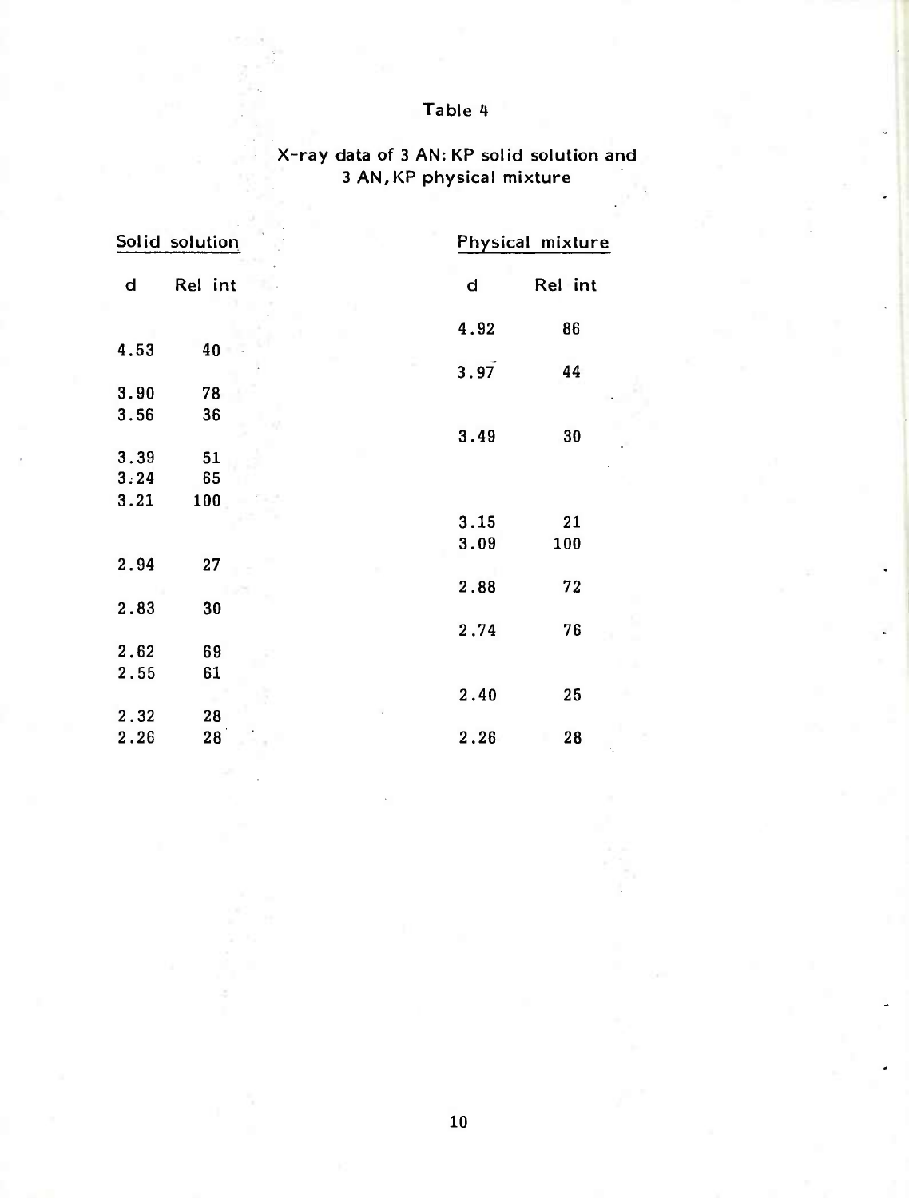# Table 4

X-ray data of 3 AN: KP solid solution and 3 AN, KP physical mixture

| Solid solution | | Physical mixture | |
|---|---|---|---|
| d | Rel int | d | Rel int |
| | | 4.92 | 86 |
| 4.53 | 40 | | |
| | | 3.97 | 44 |
| 3.90 | 78 | | |
| 3.56 | 36 | | |
| | | 3.49 | 30 |
| 3.39 | 51 | | |
| 3.24 | 65 | | |
| 3.21 | 100 | | |
| | | 3.15 | 21 |
| | | 3.09 | 100 |
| 2.94 | 27 | | |
| | | 2.88 | 72 |
| 2.83 | 30 | | |
| | | 2.74 | 76 |
| 2.62 | 69 | | |
| 2.55 | 61 | | |
| | | 2.40 | 25 |
| 2.32 | 28 | | |
| 2.26 | 28 | 2.26 | 28 |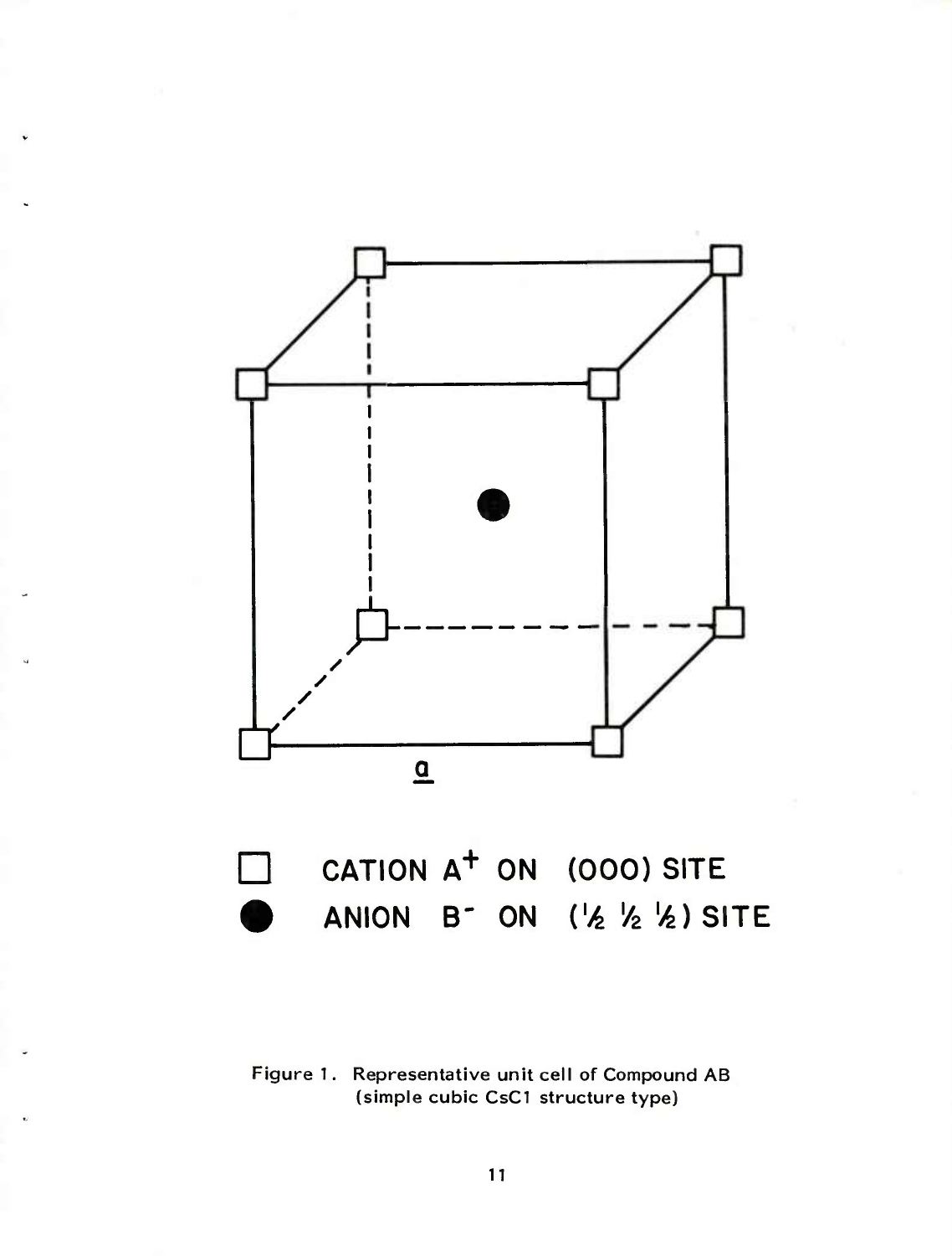a

□ CATION $A^+$ ON (000) SITE

● ANION $B^-$ ON (½ ½ ½) SITE

Figure 1. Representative unit cell of Compound AB (simple cubic CsC1 structure type)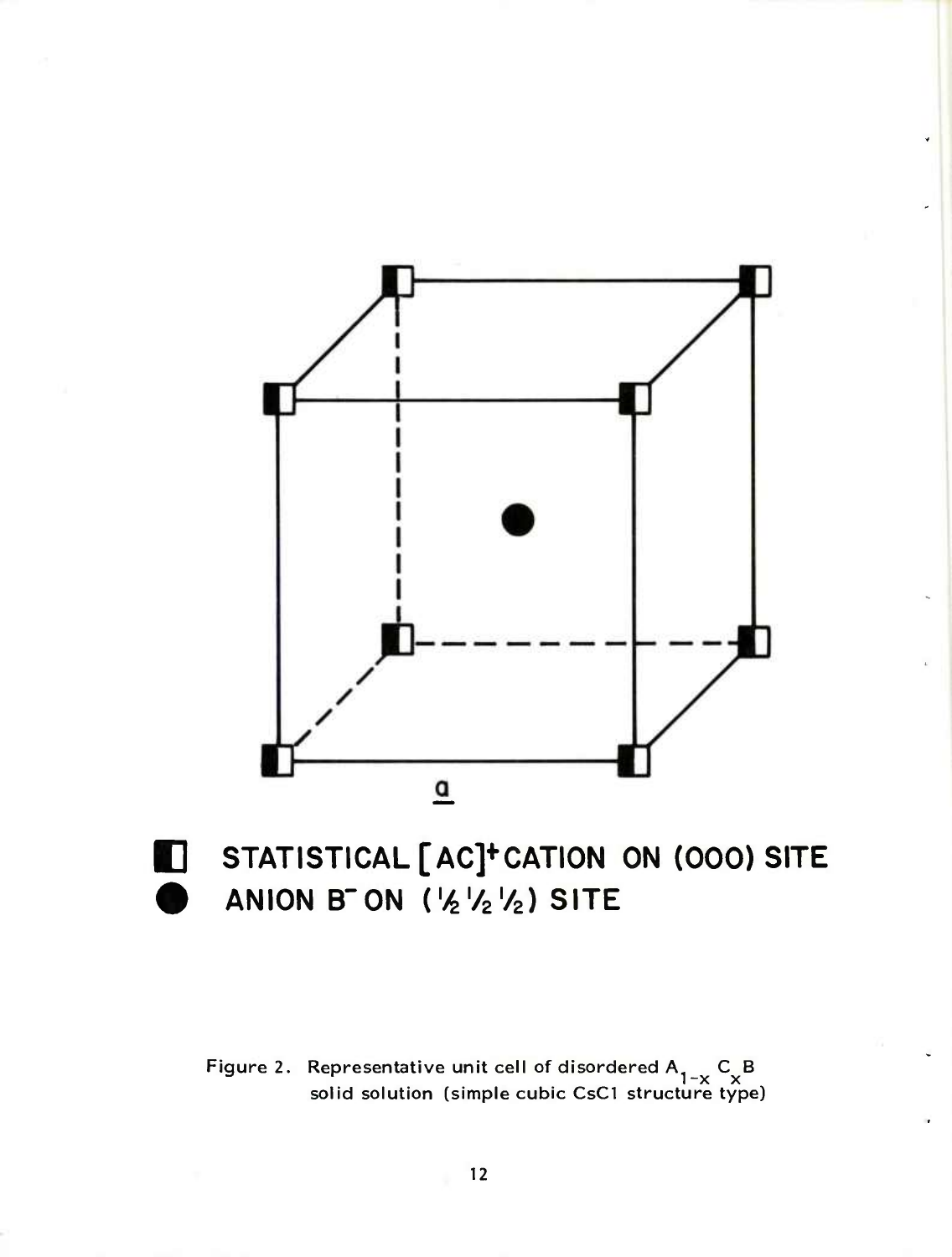a

STATISTICAL $[AC]^{+}$ CATION ON (000) SITE

ANION $B^{-}$ ON ($\frac{1}{2}\frac{1}{2}\frac{1}{2}$) SITE

Figure 2. Representative unit cell of disordered $A_{1-x}C_{x}B$ solid solution (simple cubic CsCl structure type)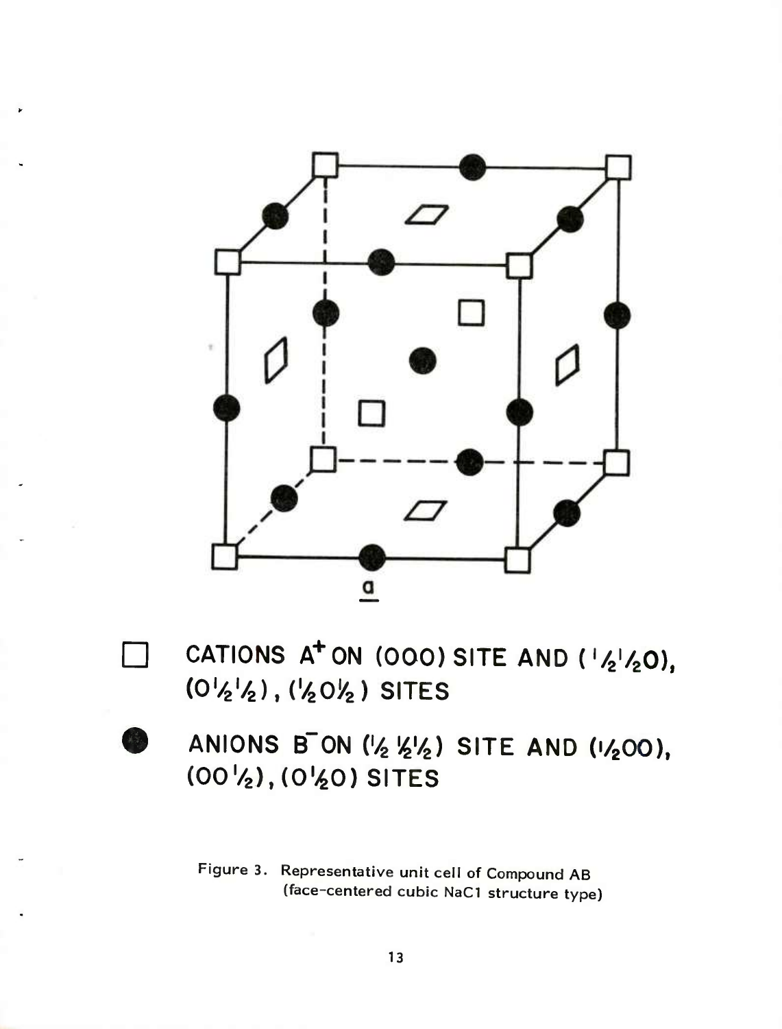a

CATIONS $A^+$ ON (000) SITE AND ($\frac{1}{2}\frac{1}{2}0$), ($0\frac{1}{2}\frac{1}{2}$), ($\frac{1}{2}0\frac{1}{2}$) SITES

ANIONS $B^-$ ON ($\frac{1}{2}\frac{1}{2}\frac{1}{2}$) SITE AND ($\frac{1}{2}00$), ($00\frac{1}{2}$), ($0\frac{1}{2}0$) SITES

Figure 3. Representative unit cell of Compound AB (face-centered cubic NaCl structure type)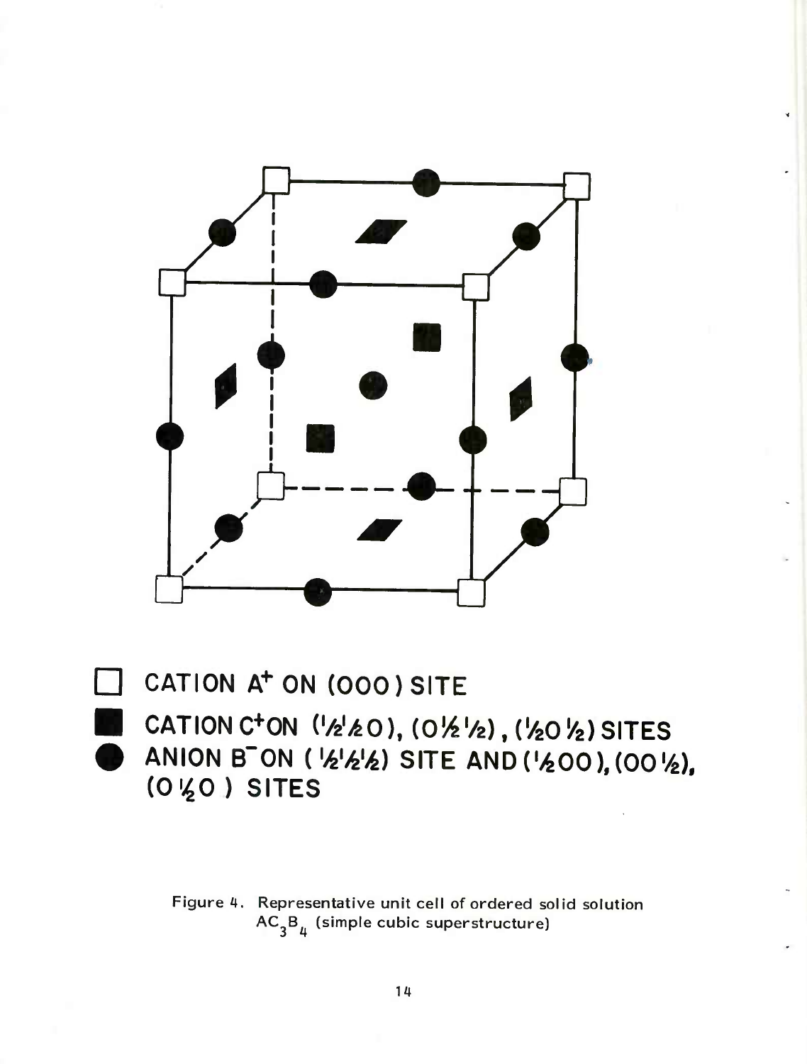□ CATION $A^+$ ON (000) SITE

■ CATION $C^+$ ON ($\frac{1}{2}\frac{1}{2}0$), ($0\frac{1}{2}\frac{1}{2}$), ($\frac{1}{2}0\frac{1}{2}$) SITES

● ANION $B^-$ ON ($\frac{1}{2}\frac{1}{2}\frac{1}{2}$) SITE AND ($\frac{1}{2}00$), ($00\frac{1}{2}$), ($0\frac{1}{2}0$) SITES

Figure 4. Representative unit cell of ordered solid solution $AC_3B_4$ (simple cubic superstructure)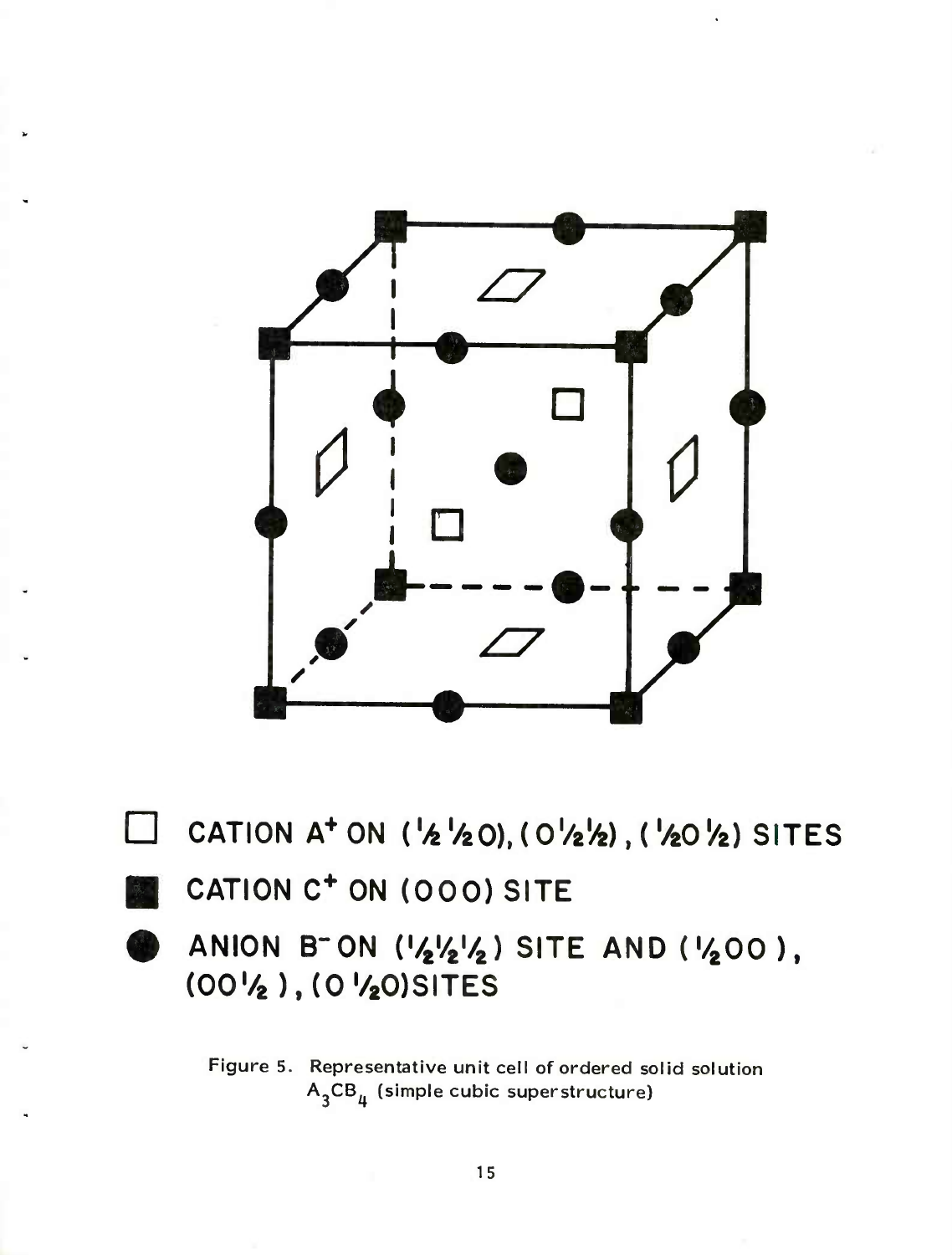□ CATION $A^+$ ON ($\frac{1}{2}\frac{1}{2}0$), ($0\frac{1}{2}\frac{1}{2}$), ($\frac{1}{2}0\frac{1}{2}$) SITES

■ CATION $C^+$ ON (000) SITE

● ANION $B^-$ ON ($\frac{1}{2}\frac{1}{2}\frac{1}{2}$) SITE AND ($\frac{1}{2}00$), ($00\frac{1}{2}$), ($0\frac{1}{2}0$) SITES

Figure 5. Representative unit cell of ordered solid solution $A_3CB_4$ (simple cubic superstructure)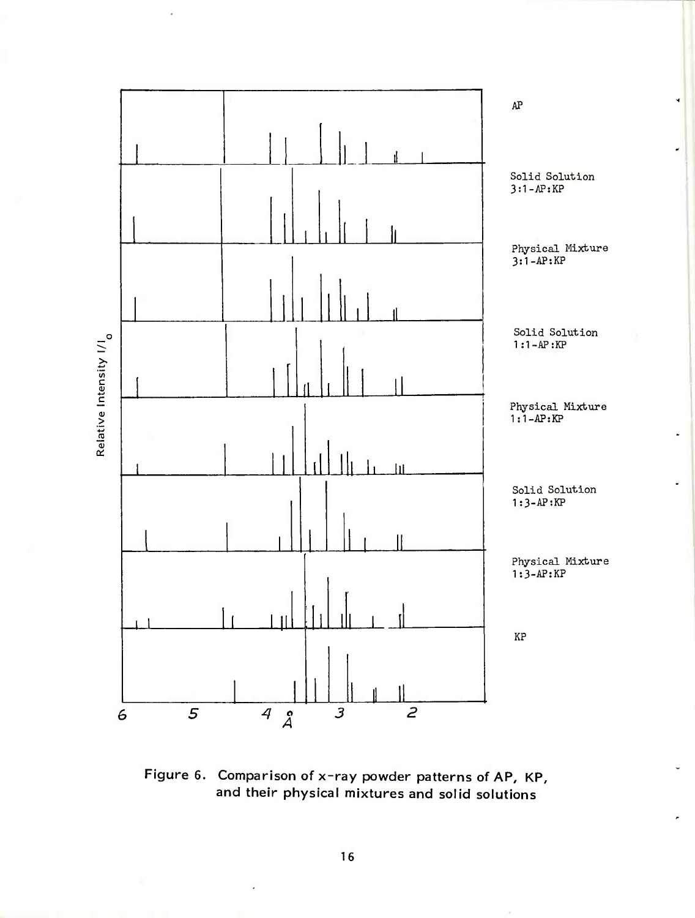AP

Solid Solution
3:1-AP:KP

Physical Mixture
3:1-AP:KP

Solid Solution
1:1-AP:KP

Physical Mixture
1:1-AP:KP

Solid Solution
1:3-AP:KP

Physical Mixture
1:3-AP:KP

KP

Relative Intensity $I/I_o$

6 5 4 Å 3 2

Figure 6. Comparison of x-ray powder patterns of AP, KP, and their physical mixtures and solid solutions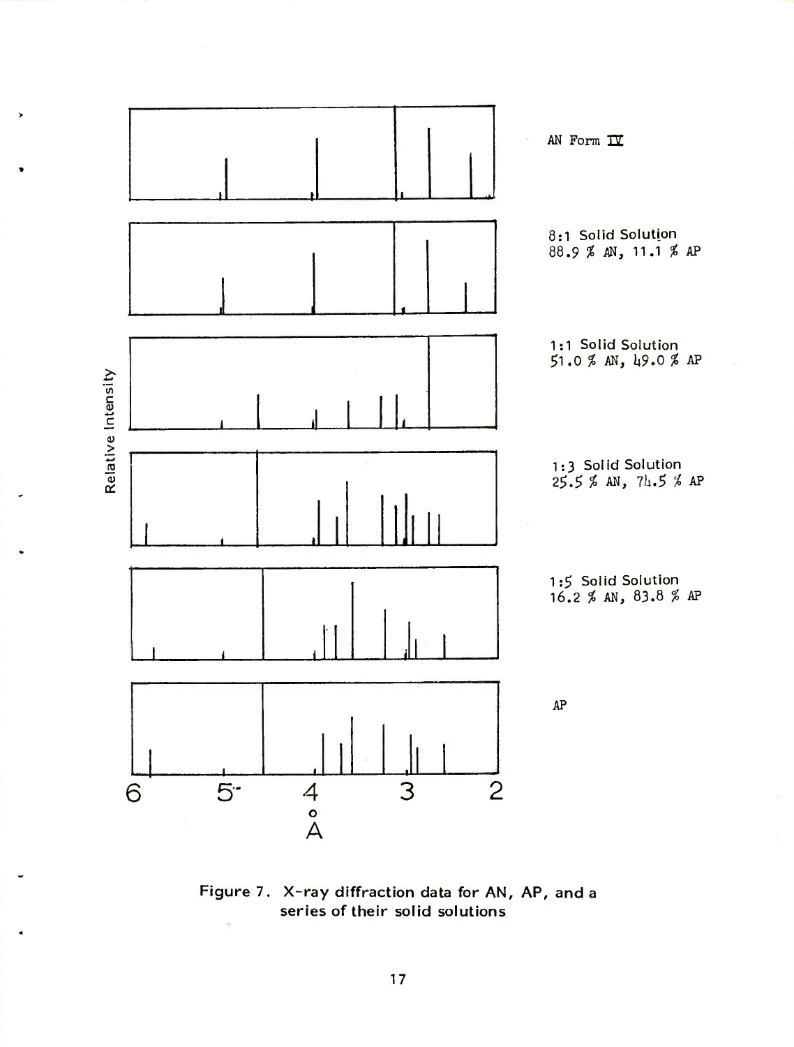AN Form IV

8:1 Solid Solution
88.9 % AN, 11.1 % AP

1:1 Solid Solution
51.0 % AN, 49.0 % AP

1:3 Solid Solution
25.5 % AN, 74.5 % AP

1:5 Solid Solution
16.2 % AN, 83.8 % AP

AP

Relative Intensity

6 5 4 3 2

Å

Figure 7. X-ray diffraction data for AN, AP, and a series of their solid solutions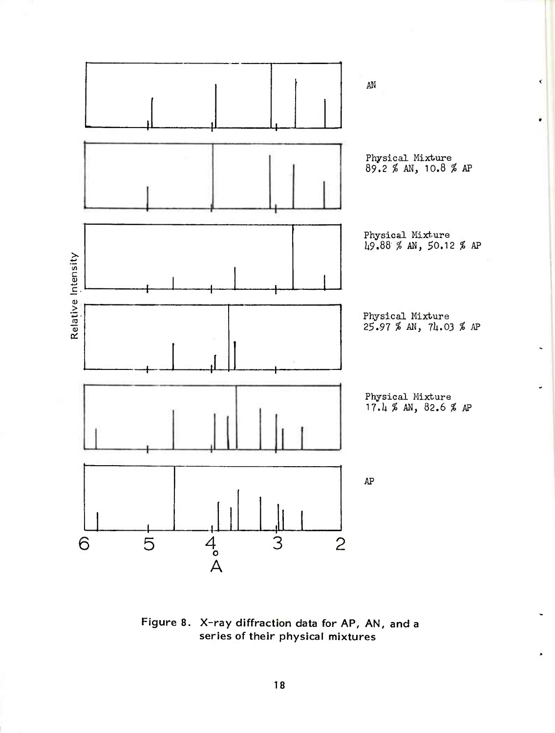AN

Physical Mixture
89.2 % AN, 10.8 % AP

Physical Mixture
49.88 % AN, 50.12 % AP

Physical Mixture
25.97 % AN, 74.03 % AP

Physical Mixture
17.4 % AN, 82.6 % AP

AP

Relative Intensity

6 5 4 3 2
Å

Figure 8. X-ray diffraction data for AP, AN, and a series of their physical mixtures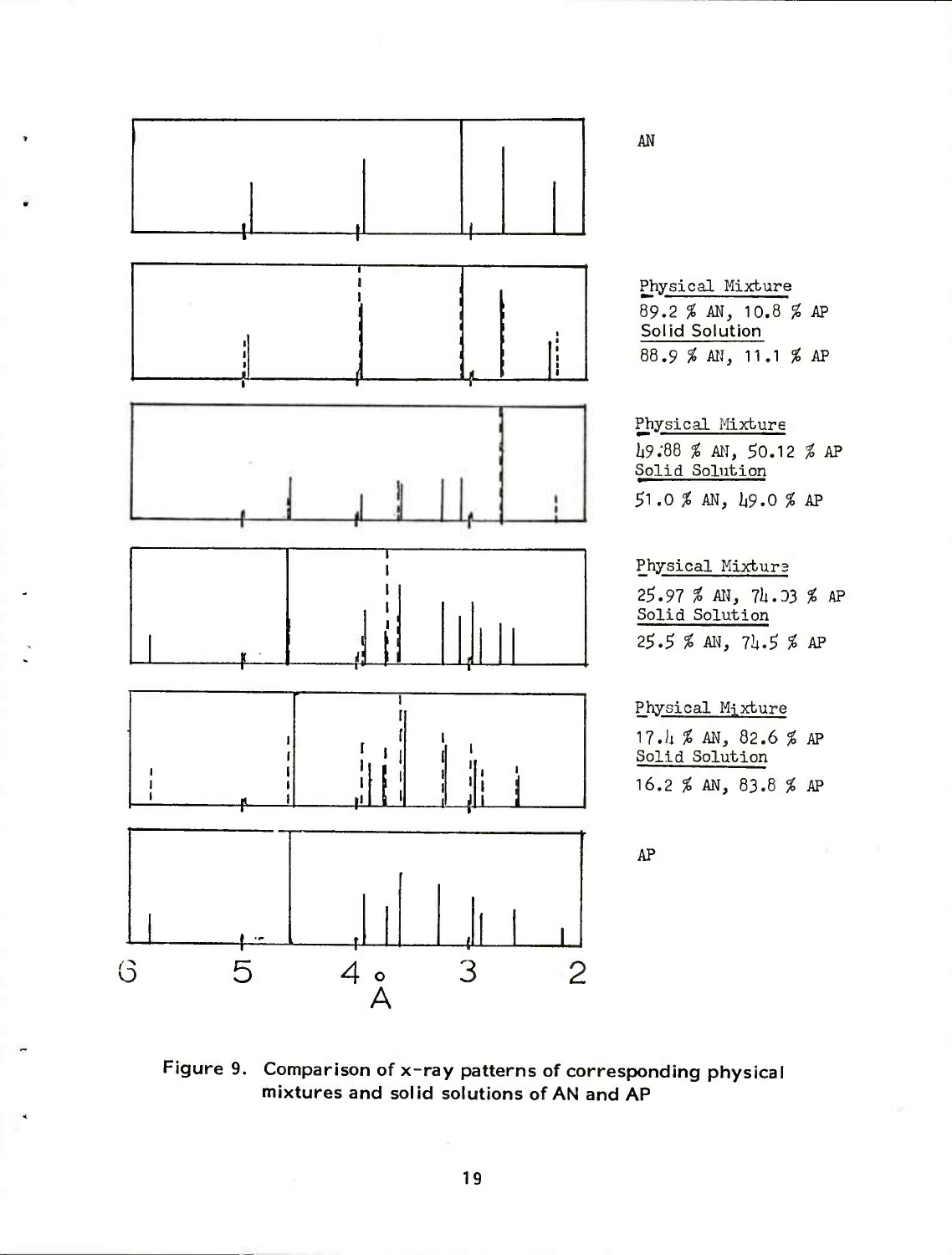AN

Physical Mixture

89.2 % AN, 10.8 % AP

Solid Solution

88.9 % AN, 11.1 % AP

Physical Mixture

49.88 % AN, 50.12 % AP

Solid Solution

51.0 % AN, 49.0 % AP

Physical Mixture

25.97 % AN, 74.03 % AP

Solid Solution

25.5 % AN, 74.5 % AP

Physical Mixture

17.4 % AN, 82.6 % AP

Solid Solution

16.2 % AN, 83.8 % AP

AP

6 5 4 3 2

Å

Figure 9. Comparison of x-ray patterns of corresponding physical mixtures and solid solutions of AN and AP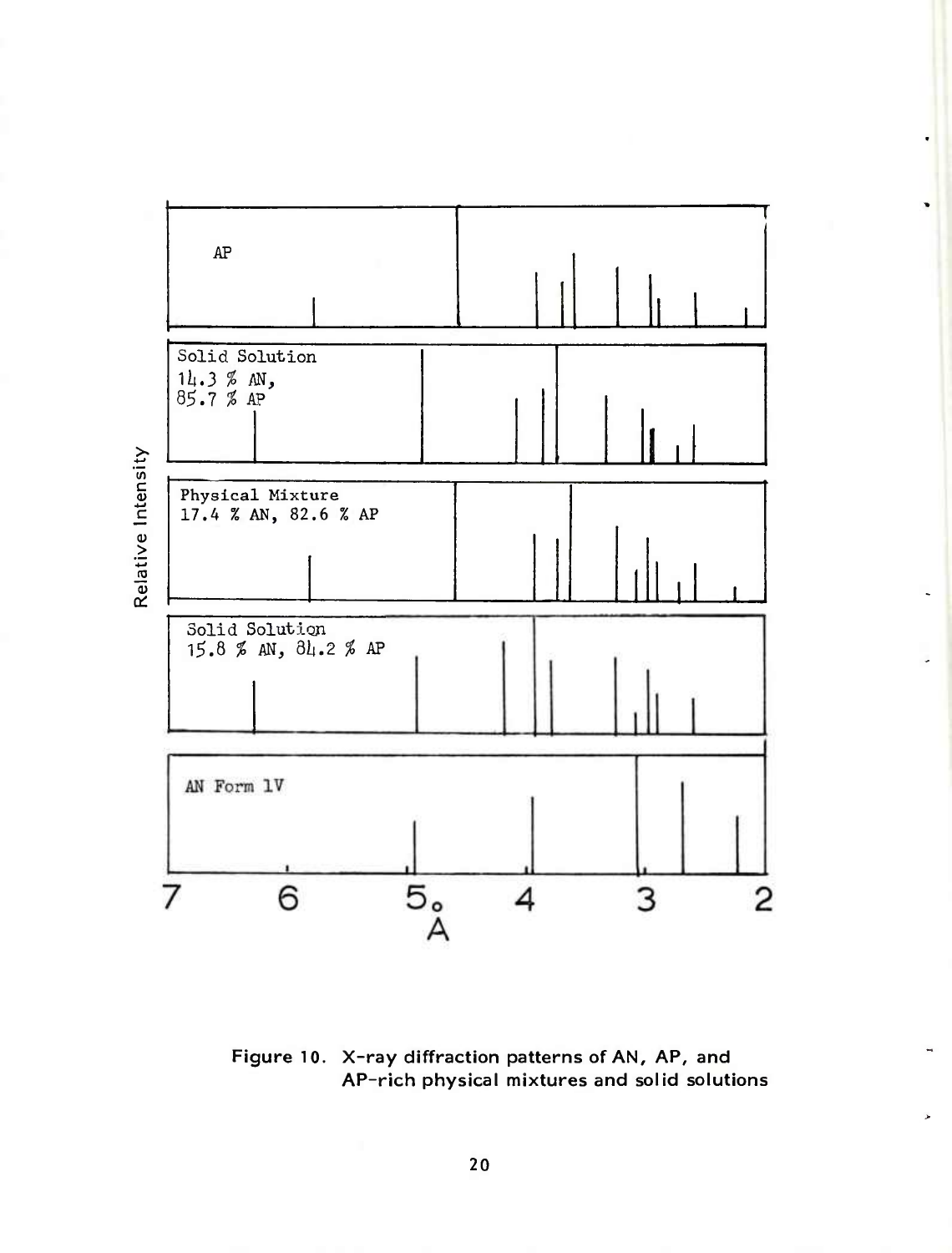AP

Solid Solution
14.3 % AN,
85.7 % AP

Physical Mixture
17.4 % AN, 82.6 % AP

Solid Solution
15.8 % AN, 84.2 % AP

AN Form 1V

Relative Intensity

7 6 5 4 3 2

Å

Figure 10. X-ray diffraction patterns of AN, AP, and AP-rich physical mixtures and solid solutions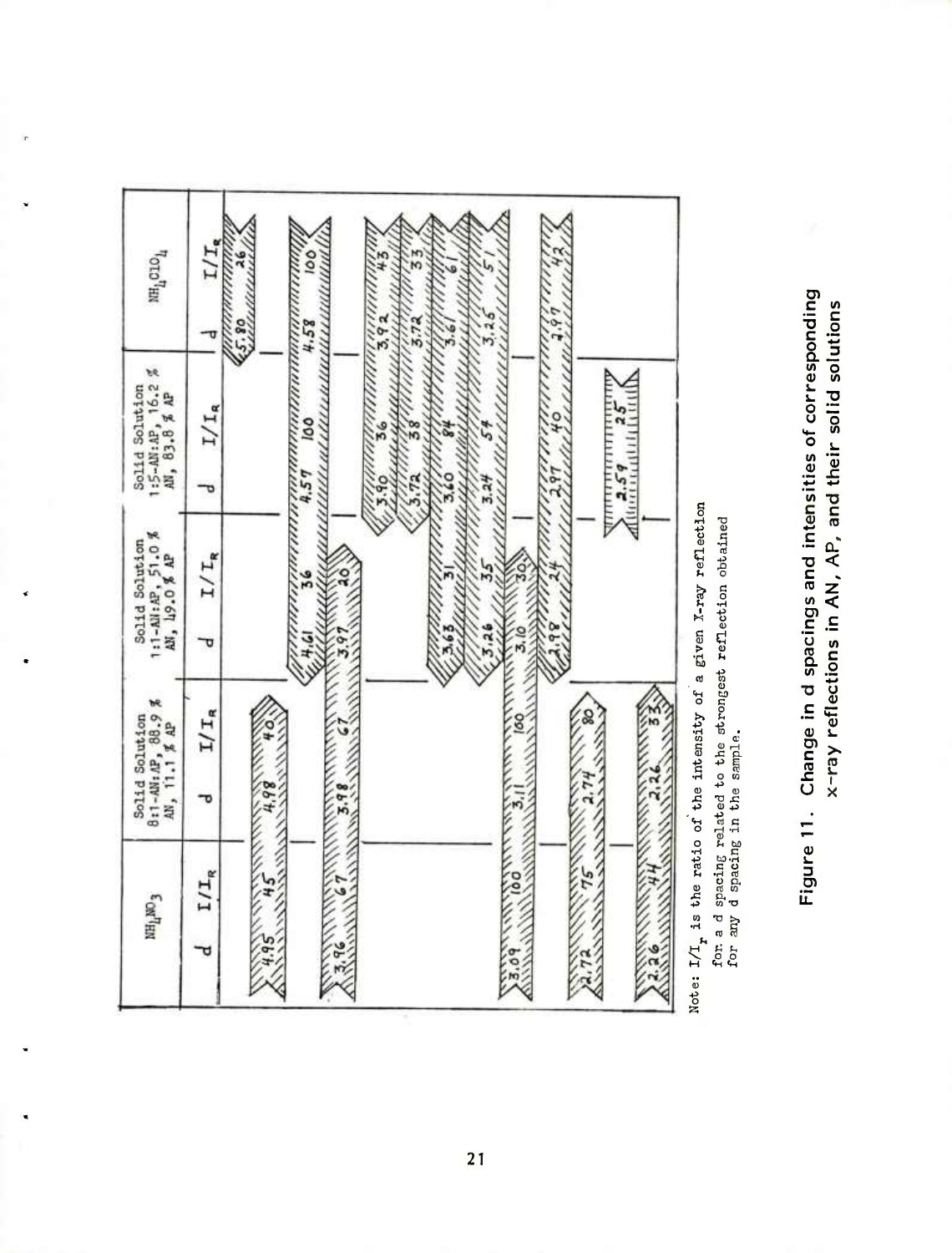$NH_4NO_3$

Solid Solution 8:1-AN:AP, 88.9 % AN, 11.1 % AP

Solid Solution 1:1-AN:AP, 51.0 % AN, 49.0 % AP

Solid Solution 1:5-AN:AP, 16.2 % AN, 83.8 % AP

$NH_4ClO_4$

d $I/I_R$ d $I/I_R$ d $I/I_R$ d $I/I_R$ d $I/I_R$

5.80 26

4.95 45

4.98 40

4.61 36

4.57 100

4.58 100

3.96 67

3.98 67

3.97 20

3.90 36

3.92 43

3.72 38

3.72 33

3.63 31

3.60 84

3.61 61

3.26 35

3.24 54

3.25 51

3.09 100

3.11 100

3.10 30

2.98 24

2.97 40

2.97 42

2.72 75

2.74 80

2.59 25

2.26 44

2.26 33

Note: $I/I_r$ is the ratio of the intensity of a given X-ray reflection for a d spacing related to the strongest reflection obtained for any d spacing in the sample.

Figure 11. Change in d spacings and intensities of corresponding x-ray reflections in AN, AP, and their solid solutions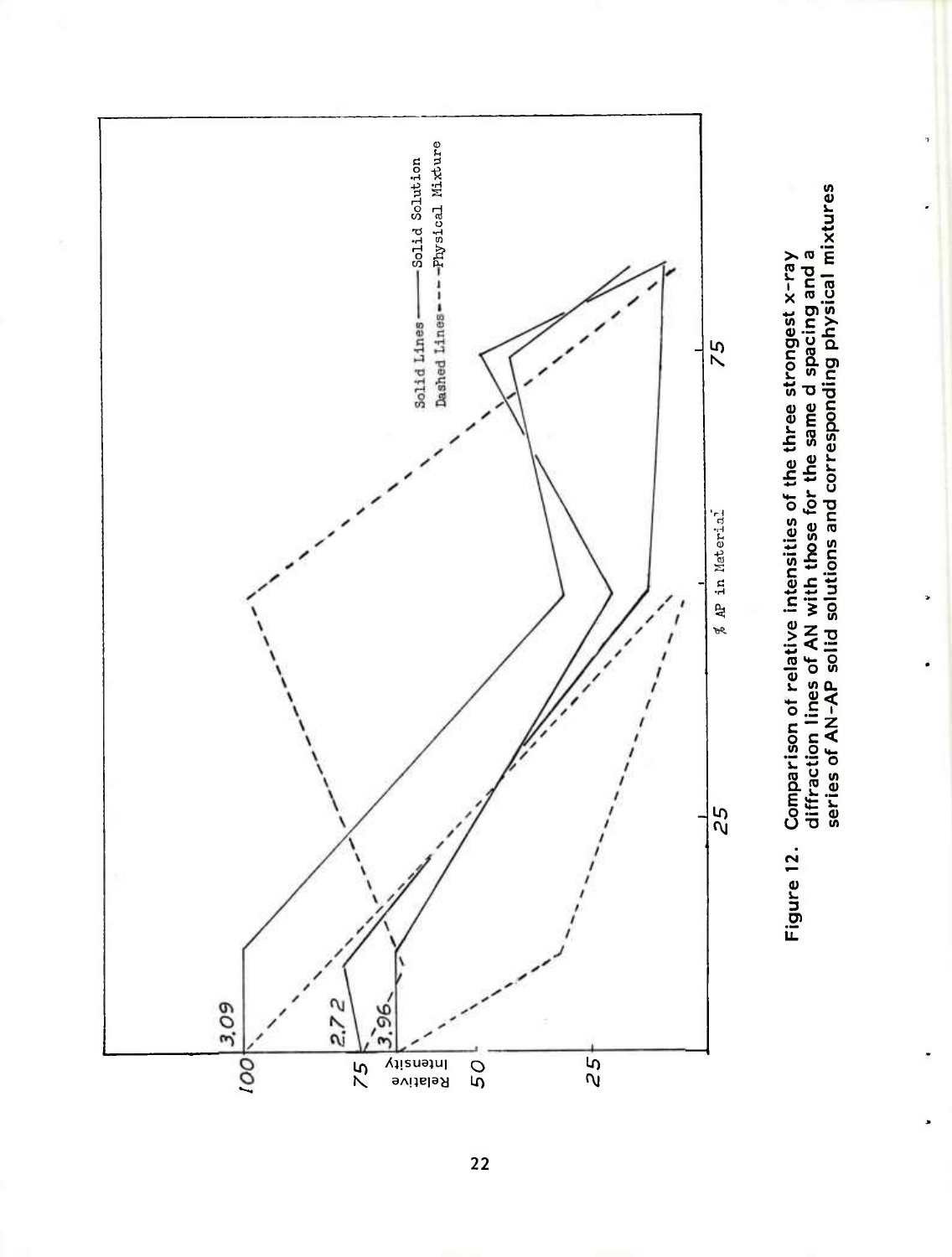Relative Intensity

100

75

50

25

3.09

2.72

3.96

25

75

% AP in Material

Solid Lines ——— Solid Solution

Dashed Lines - - - Physical Mixture

Figure 12. Comparison of relative intensities of the three strongest x-ray diffraction lines of AN with those for the same d spacing and a series of AN-AP solid solutions and corresponding physical mixtures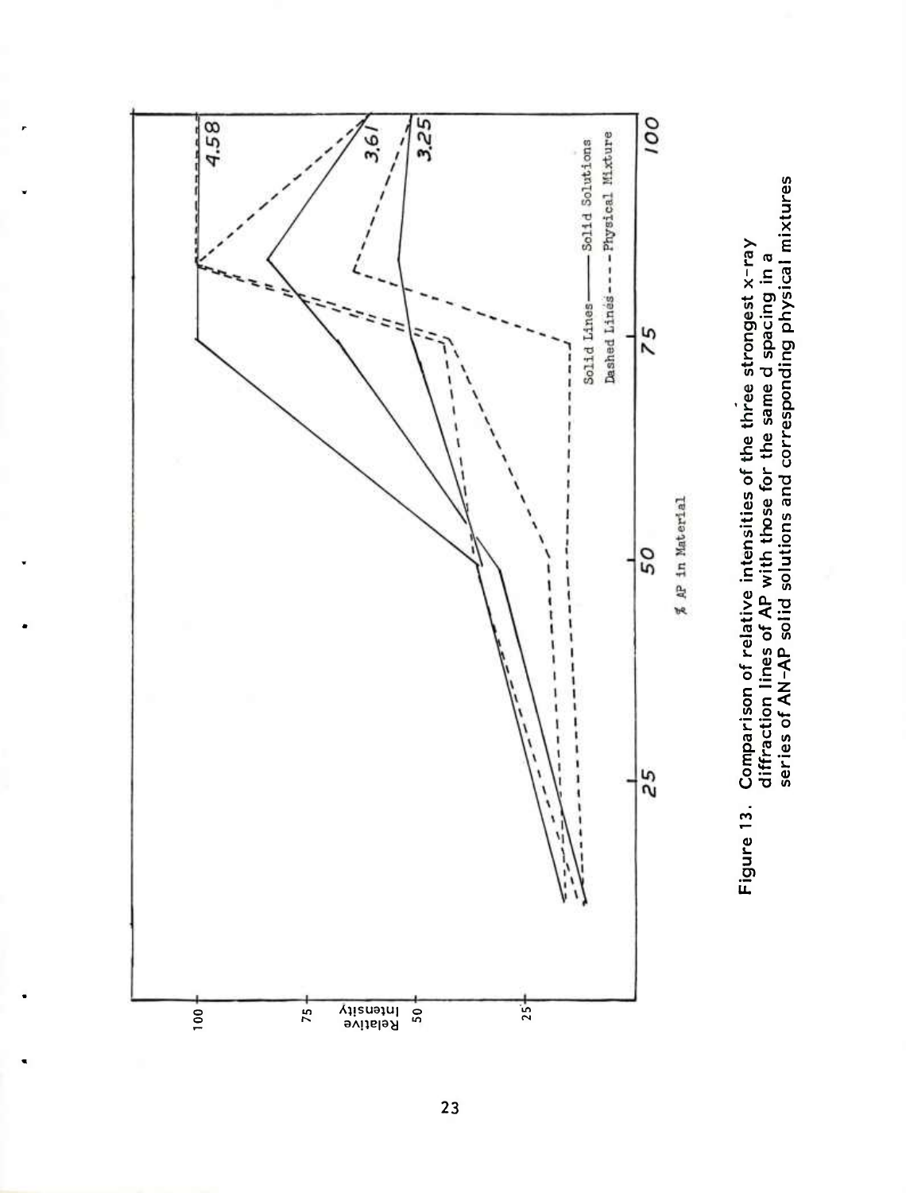100
75
Relative Intensity
50
25

25
50
75
100

% AP in Material

4.58
3.61
3.25

Solid Lines——— Solid Solutions
Dashed Lines - - - - Physical Mixture

Figure 13. Comparison of relative intensities of the three strongest x-ray diffraction lines of AP with those for the same d spacing in a series of AN-AP solid solutions and corresponding physical mixtures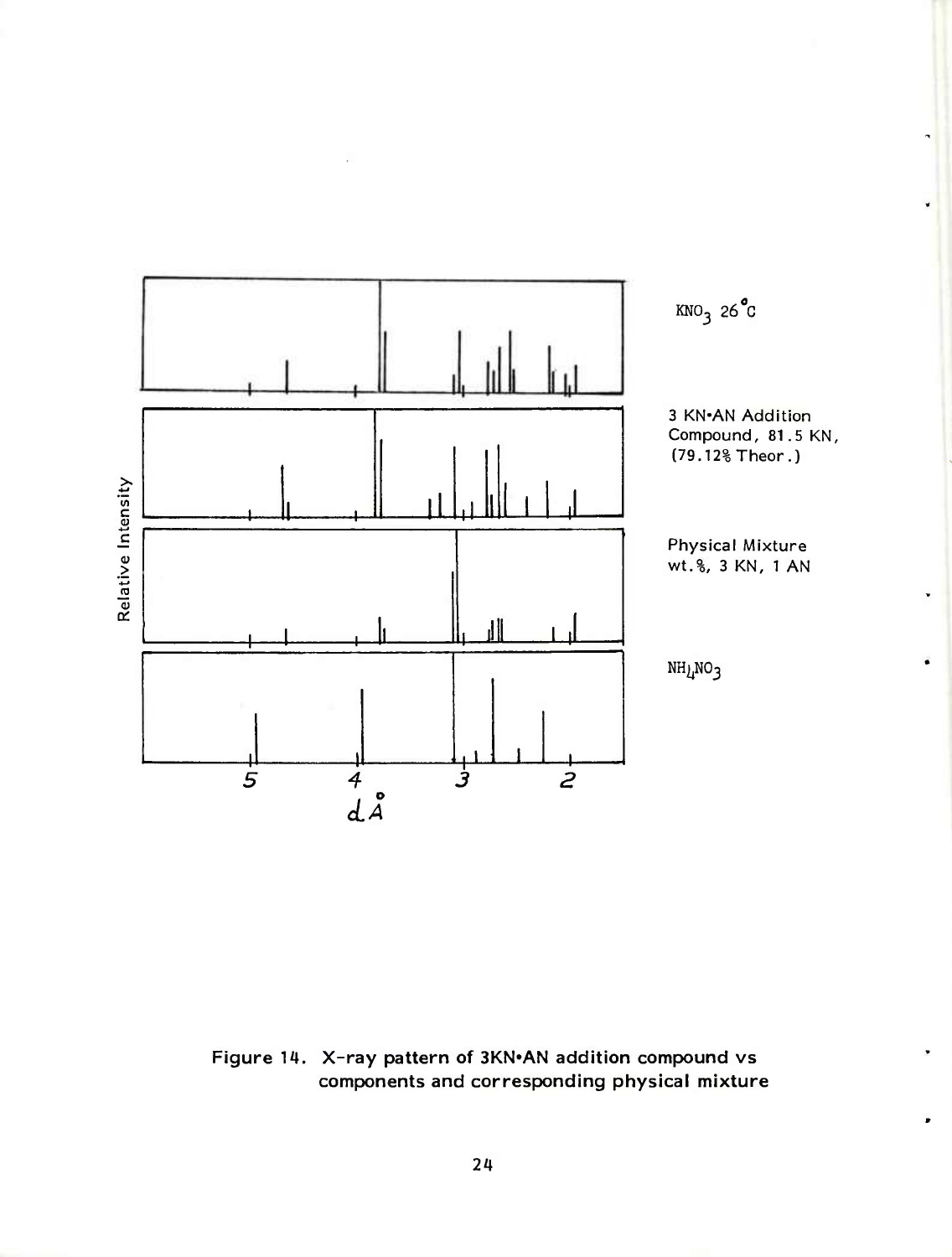Figure 14. X-ray pattern of 3KN•AN addition compound vs components and corresponding physical mixture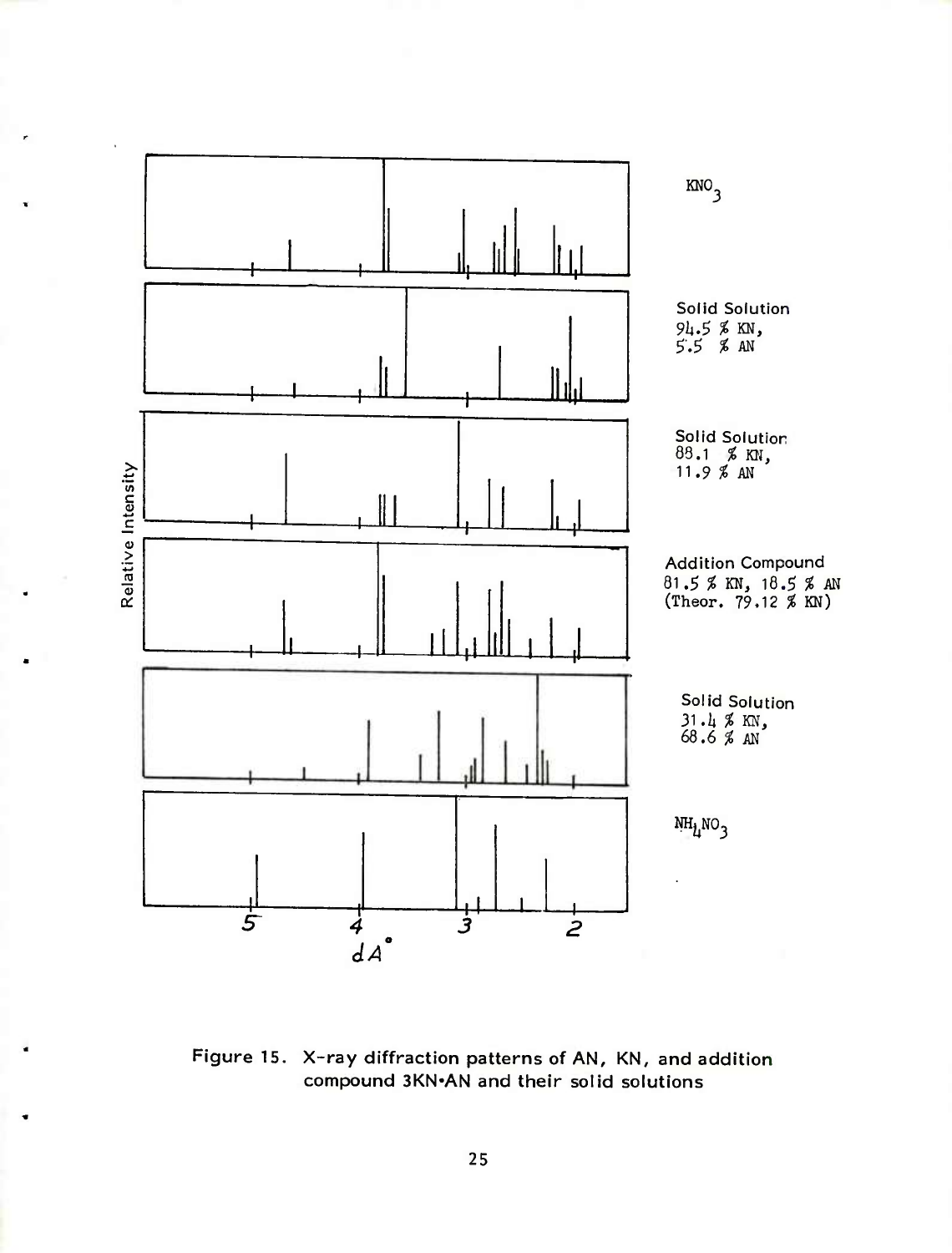$KNO_3$

Solid Solution
94.5 % KN,
5.5 % AN

Solid Solution
88.1 % KN,
11.9 % AN

Addition Compound
81.5 % KN, 18.5 % AN
(Theor. 79.12 % KN)

Solid Solution
31.4 % KN,
68.6 % AN

$NH_4NO_3$

Relative Intensity

5 4 3 2

dA°

Figure 15. X-ray diffraction patterns of AN, KN, and addition compound 3KN•AN and their solid solutions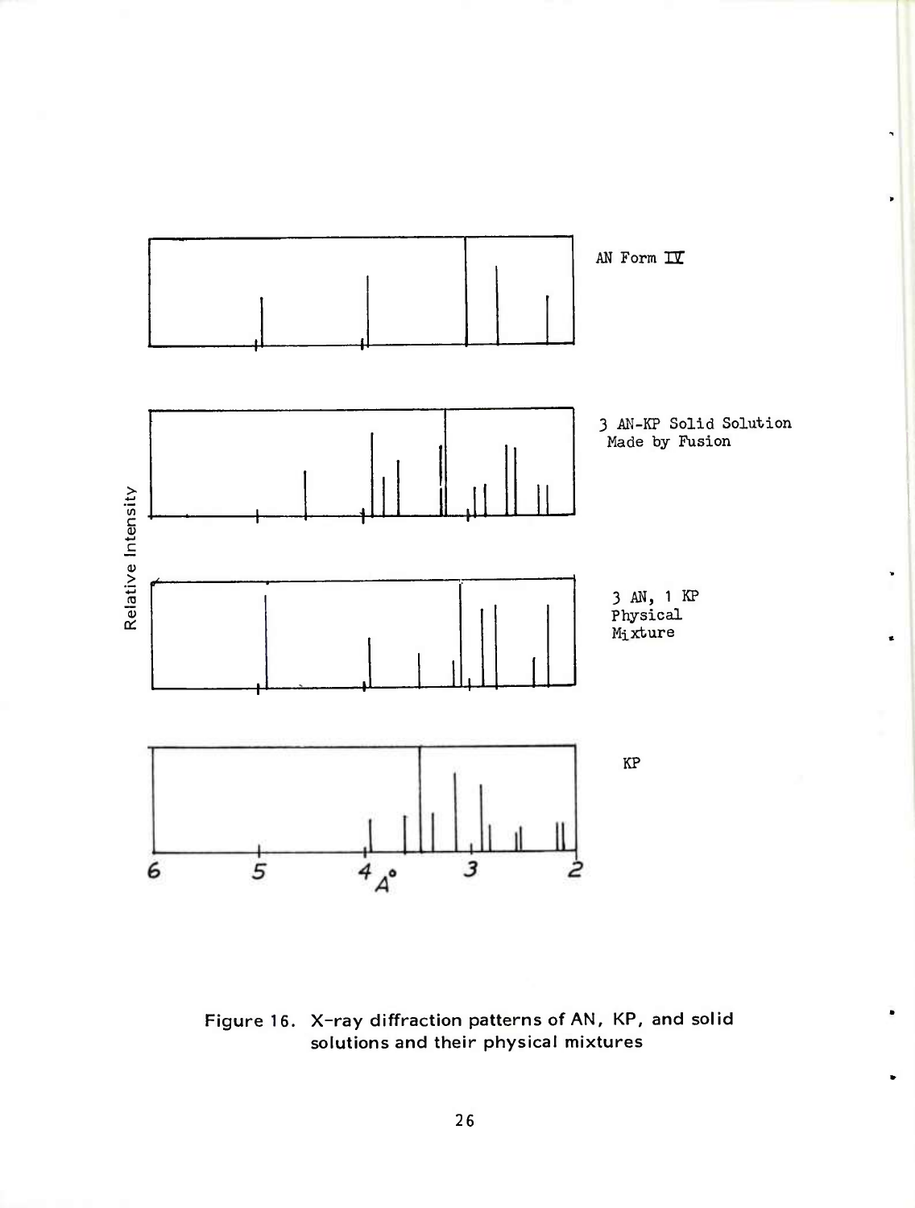AN Form IV

3 AN-KP Solid Solution
Made by Fusion

3 AN, 1 KP
Physical
Mixture

KP

Relative Intensity

6 5 4 3 2

A°

Figure 16. X-ray diffraction patterns of AN, KP, and solid solutions and their physical mixtures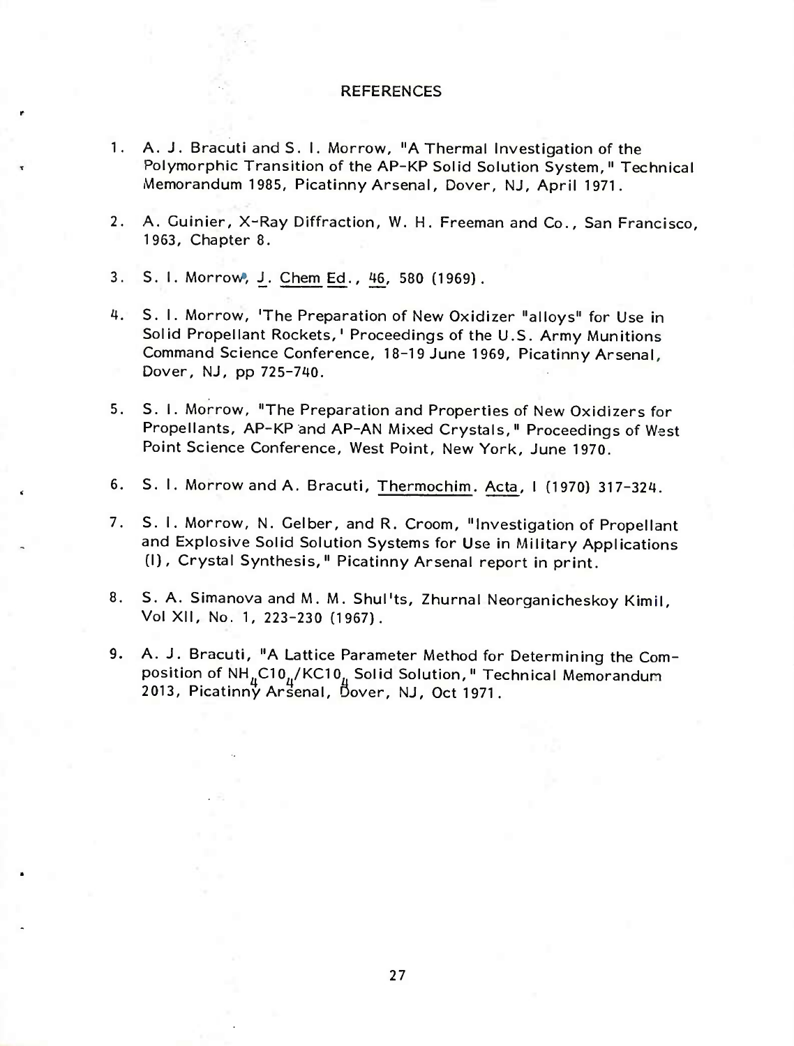# REFERENCES

1. A. J. Bracuti and S. I. Morrow, "A Thermal Investigation of the Polymorphic Transition of the AP-KP Solid Solution System," Technical Memorandum 1985, Picatinny Arsenal, Dover, NJ, April 1971.

2. A. Guinier, X-Ray Diffraction, W. H. Freeman and Co., San Francisco, 1963, Chapter 8.

3. S. I. Morrow, J. Chem Ed., 46, 580 (1969).

4. S. I. Morrow, 'The Preparation of New Oxidizer "alloys" for Use in Solid Propellant Rockets,' Proceedings of the U.S. Army Munitions Command Science Conference, 18-19 June 1969, Picatinny Arsenal, Dover, NJ, pp 725-740.

5. S. I. Morrow, "The Preparation and Properties of New Oxidizers for Propellants, AP-KP and AP-AN Mixed Crystals," Proceedings of West Point Science Conference, West Point, New York, June 1970.

6. S. I. Morrow and A. Bracuti, Thermochim. Acta, I (1970) 317-324.

7. S. I. Morrow, N. Gelber, and R. Croom, "Investigation of Propellant and Explosive Solid Solution Systems for Use in Military Applications (I), Crystal Synthesis," Picatinny Arsenal report in print.

8. S. A. Simanova and M. M. Shul'ts, Zhurnal Neorganicheskoy Kimil, Vol XII, No. 1, 223-230 (1967).

9. A. J. Bracuti, "A Lattice Parameter Method for Determining the Composition of $NH_4ClO_4/KClO_4$ Solid Solution," Technical Memorandum 2013, Picatinny Arsenal, Dover, NJ, Oct 1971.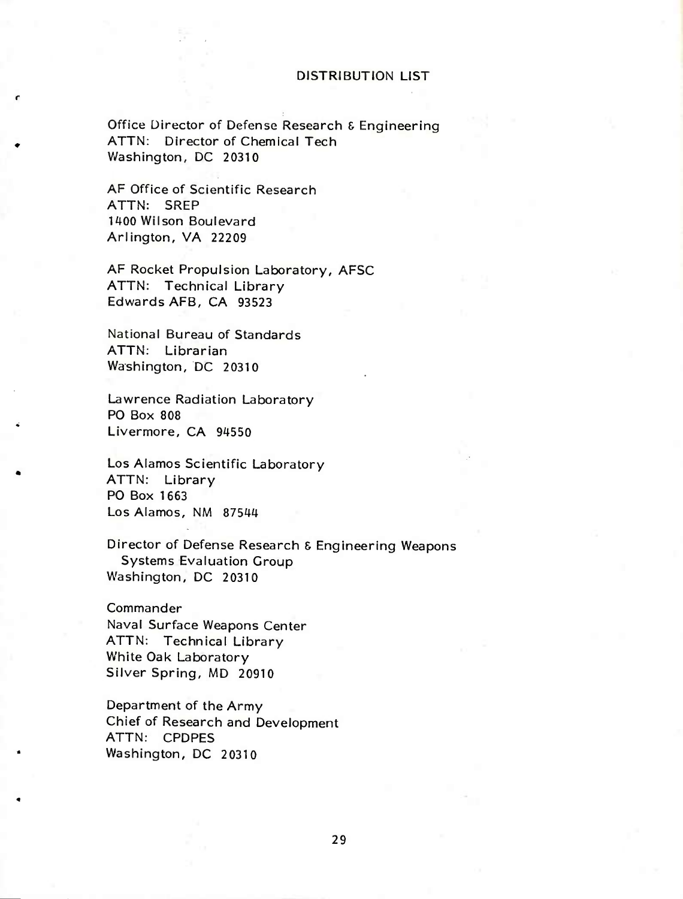# DISTRIBUTION LIST

Office Director of Defense Research & Engineering
ATTN: Director of Chemical Tech
Washington, DC 20310

AF Office of Scientific Research
ATTN: SREP
1400 Wilson Boulevard
Arlington, VA 22209

AF Rocket Propulsion Laboratory, AFSC
ATTN: Technical Library
Edwards AFB, CA 93523

National Bureau of Standards
ATTN: Librarian
Washington, DC 20310

Lawrence Radiation Laboratory
PO Box 808
Livermore, CA 94550

Los Alamos Scientific Laboratory
ATTN: Library
PO Box 1663
Los Alamos, NM 87544

Director of Defense Research & Engineering Weapons
Systems Evaluation Group
Washington, DC 20310

Commander
Naval Surface Weapons Center
ATTN: Technical Library
White Oak Laboratory
Silver Spring, MD 20910

Department of the Army
Chief of Research and Development
ATTN: CPDPES
Washington, DC 20310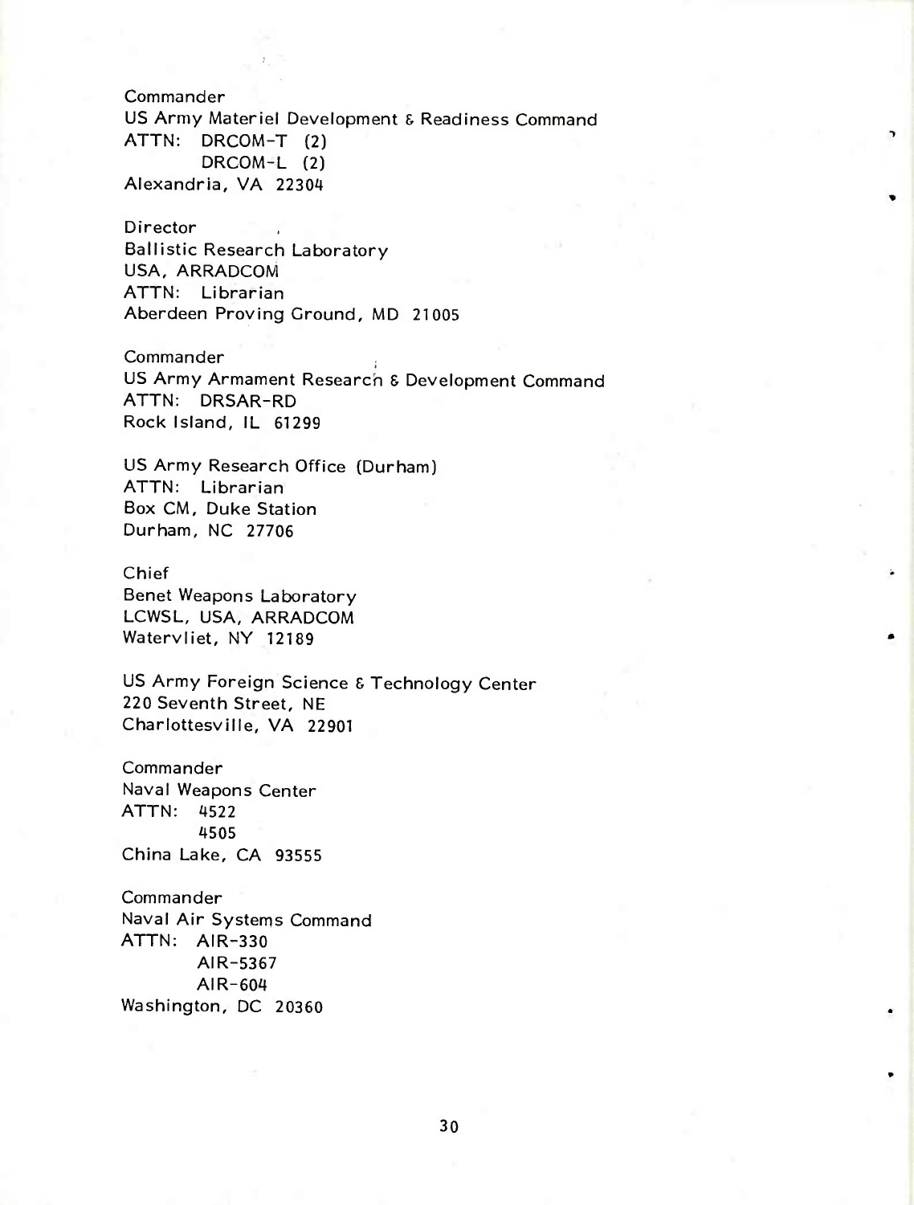Commander
US Army Materiel Development & Readiness Command
ATTN: DRCOM-T (2)
DRCOM-L (2)
Alexandria, VA 22304

Director
Ballistic Research Laboratory
USA, ARRADCOM
ATTN: Librarian
Aberdeen Proving Ground, MD 21005

Commander
US Army Armament Research & Development Command
ATTN: DRSAR-RD
Rock Island, IL 61299

US Army Research Office (Durham)
ATTN: Librarian
Box CM, Duke Station
Durham, NC 27706

Chief
Benet Weapons Laboratory
LCWSL, USA, ARRADCOM
Watervliet, NY 12189

US Army Foreign Science & Technology Center
220 Seventh Street, NE
Charlottesville, VA 22901

Commander
Naval Weapons Center
ATTN: 4522
4505
China Lake, CA 93555

Commander
Naval Air Systems Command
ATTN: AIR-330
AIR-5367
AIR-604
Washington, DC 20360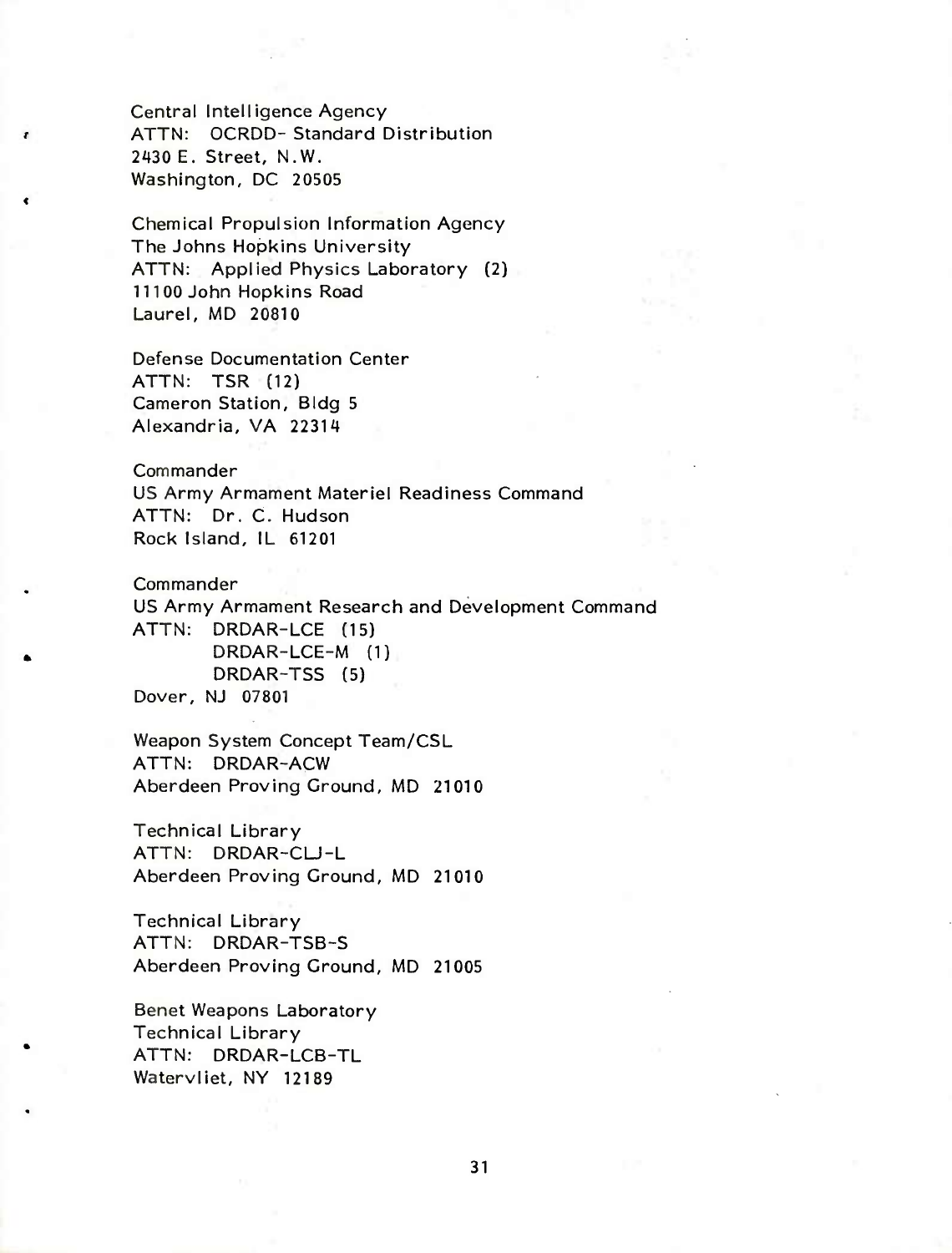Central Intelligence Agency
ATTN: OCRDD- Standard Distribution
2430 E. Street, N.W.
Washington, DC 20505

Chemical Propulsion Information Agency
The Johns Hopkins University
ATTN: Applied Physics Laboratory (2)
11100 John Hopkins Road
Laurel, MD 20810

Defense Documentation Center
ATTN: TSR (12)
Cameron Station, Bldg 5
Alexandria, VA 22314

Commander
US Army Armament Materiel Readiness Command
ATTN: Dr. C. Hudson
Rock Island, IL 61201

Commander
US Army Armament Research and Development Command
ATTN: DRDAR-LCE (15)
DRDAR-LCE-M (1)
DRDAR-TSS (5)
Dover, NJ 07801

Weapon System Concept Team/CSL
ATTN: DRDAR-ACW
Aberdeen Proving Ground, MD 21010

Technical Library
ATTN: DRDAR-CLJ-L
Aberdeen Proving Ground, MD 21010

Technical Library
ATTN: DRDAR-TSB-S
Aberdeen Proving Ground, MD 21005

Benet Weapons Laboratory
Technical Library
ATTN: DRDAR-LCB-TL
Watervliet, NY 12189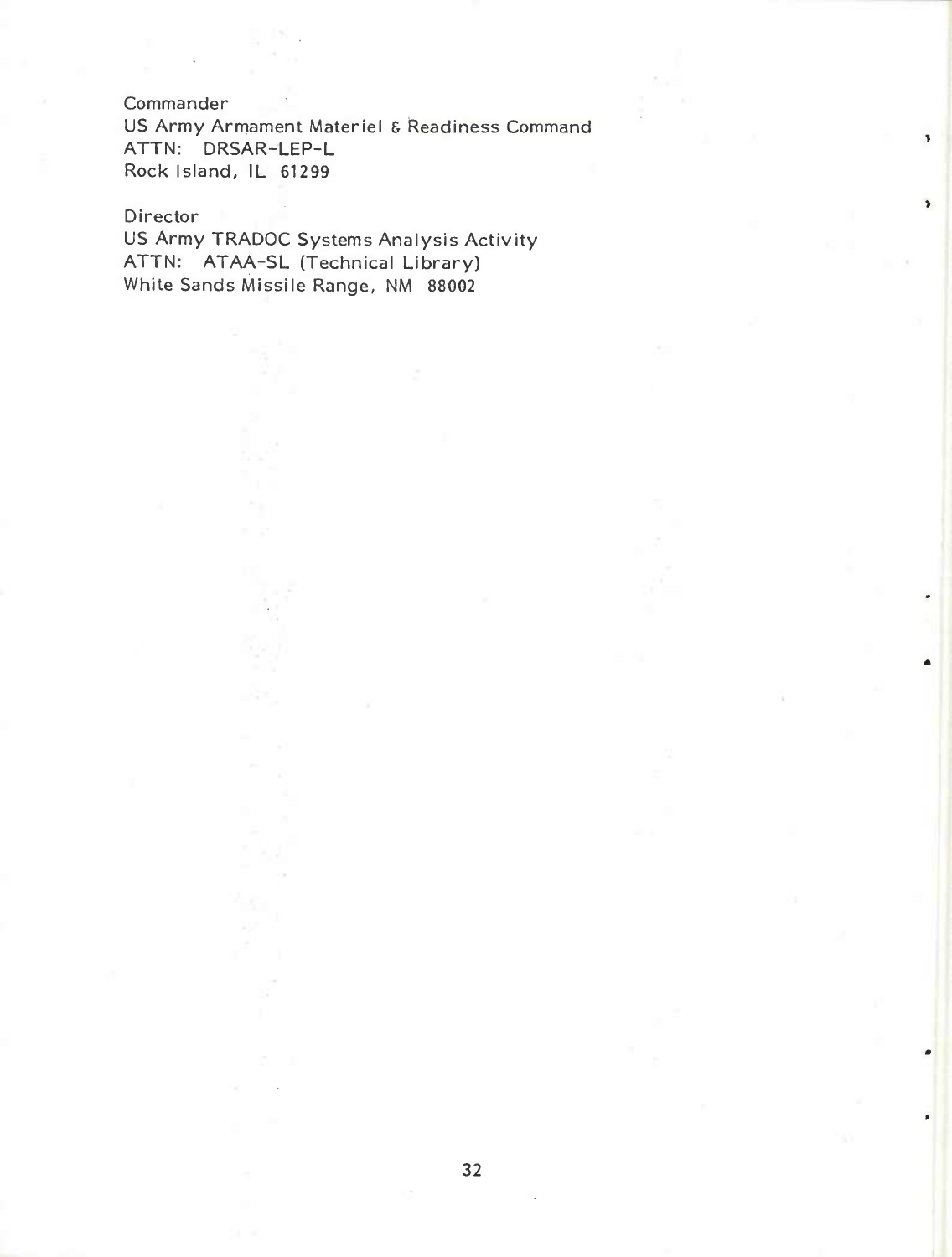Commander
US Army Armament Materiel & Readiness Command
ATTN: DRSAR-LEP-L
Rock Island, IL 61299

Director
US Army TRADOC Systems Analysis Activity
ATTN: ATAA-SL (Technical Library)
White Sands Missile Range, NM 88002